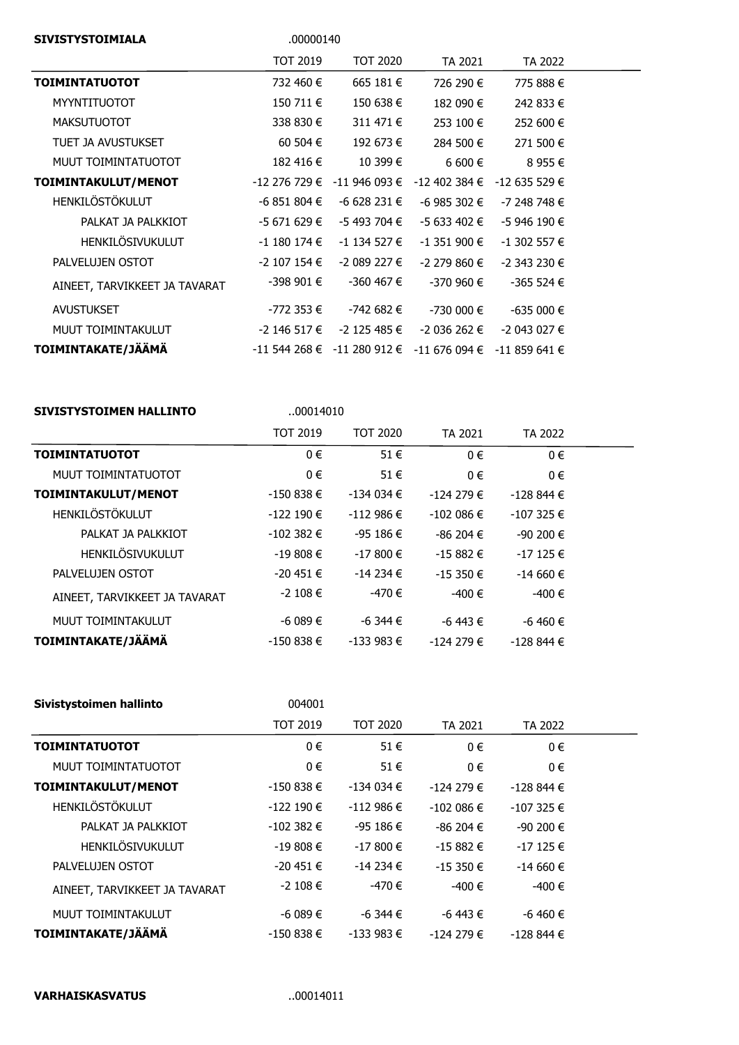| **SIVISTYSTOIMIALA** | .00000140 | | | |
|---|---|---|---|---|
| | TOT 2019 | TOT 2020 | TA 2021 | TA 2022 |
| **TOIMINTATUOTOT** | 732 460 € | 665 181 € | 726 290 € | 775 888 € |
| MYYNTITUOTOT | 150 711 € | 150 638 € | 182 090 € | 242 833 € |
| MAKSUTUOTOT | 338 830 € | 311 471 € | 253 100 € | 252 600 € |
| TUET JA AVUSTUKSET | 60 504 € | 192 673 € | 284 500 € | 271 500 € |
| MUUT TOIMINTATUOTOT | 182 416 € | 10 399 € | 6 600 € | 8 955 € |
| **TOIMINTAKULUT/MENOT** | -12 276 729 € | -11 946 093 € | -12 402 384 € | -12 635 529 € |
| HENKILÖSTÖKULUT | -6 851 804 € | -6 628 231 € | -6 985 302 € | -7 248 748 € |
| PALKAT JA PALKKIOT | -5 671 629 € | -5 493 704 € | -5 633 402 € | -5 946 190 € |
| HENKILÖSIVUKULUT | -1 180 174 € | -1 134 527 € | -1 351 900 € | -1 302 557 € |
| PALVELUJEN OSTOT | -2 107 154 € | -2 089 227 € | -2 279 860 € | -2 343 230 € |
| AINEET, TARVIKKEET JA TAVARAT | -398 901 € | -360 467 € | -370 960 € | -365 524 € |
| AVUSTUKSET | -772 353 € | -742 682 € | -730 000 € | -635 000 € |
| MUUT TOIMINTAKULUT | -2 146 517 € | -2 125 485 € | -2 036 262 € | -2 043 027 € |
| **TOIMINTAKATE/JÄÄMÄ** | -11 544 268 € | -11 280 912 € | -11 676 094 € | -11 859 641 € |

| **SIVISTYSTOIMEN HALLINTO** | ..00014010 | | | |
|---|---|---|---|---|
| | TOT 2019 | TOT 2020 | TA 2021 | TA 2022 |
| **TOIMINTATUOTOT** | 0 € | 51 € | 0 € | 0 € |
| MUUT TOIMINTATUOTOT | 0 € | 51 € | 0 € | 0 € |
| **TOIMINTAKULUT/MENOT** | -150 838 € | -134 034 € | -124 279 € | -128 844 € |
| HENKILÖSTÖKULUT | -122 190 € | -112 986 € | -102 086 € | -107 325 € |
| PALKAT JA PALKKIOT | -102 382 € | -95 186 € | -86 204 € | -90 200 € |
| HENKILÖSIVUKULUT | -19 808 € | -17 800 € | -15 882 € | -17 125 € |
| PALVELUJEN OSTOT | -20 451 € | -14 234 € | -15 350 € | -14 660 € |
| AINEET, TARVIKKEET JA TAVARAT | -2 108 € | -470 € | -400 € | -400 € |
| MUUT TOIMINTAKULUT | -6 089 € | -6 344 € | -6 443 € | -6 460 € |
| **TOIMINTAKATE/JÄÄMÄ** | -150 838 € | -133 983 € | -124 279 € | -128 844 € |

| **Sivistystoimen hallinto** | 004001 | | | |
|---|---|---|---|---|
| | TOT 2019 | TOT 2020 | TA 2021 | TA 2022 |
| **TOIMINTATUOTOT** | 0 € | 51 € | 0 € | 0 € |
| MUUT TOIMINTATUOTOT | 0 € | 51 € | 0 € | 0 € |
| **TOIMINTAKULUT/MENOT** | -150 838 € | -134 034 € | -124 279 € | -128 844 € |
| HENKILÖSTÖKULUT | -122 190 € | -112 986 € | -102 086 € | -107 325 € |
| PALKAT JA PALKKIOT | -102 382 € | -95 186 € | -86 204 € | -90 200 € |
| HENKILÖSIVUKULUT | -19 808 € | -17 800 € | -15 882 € | -17 125 € |
| PALVELUJEN OSTOT | -20 451 € | -14 234 € | -15 350 € | -14 660 € |
| AINEET, TARVIKKEET JA TAVARAT | -2 108 € | -470 € | -400 € | -400 € |
| MUUT TOIMINTAKULUT | -6 089 € | -6 344 € | -6 443 € | -6 460 € |
| **TOIMINTAKATE/JÄÄMÄ** | -150 838 € | -133 983 € | -124 279 € | -128 844 € |

**VARHAISKASVATUS** ..00014011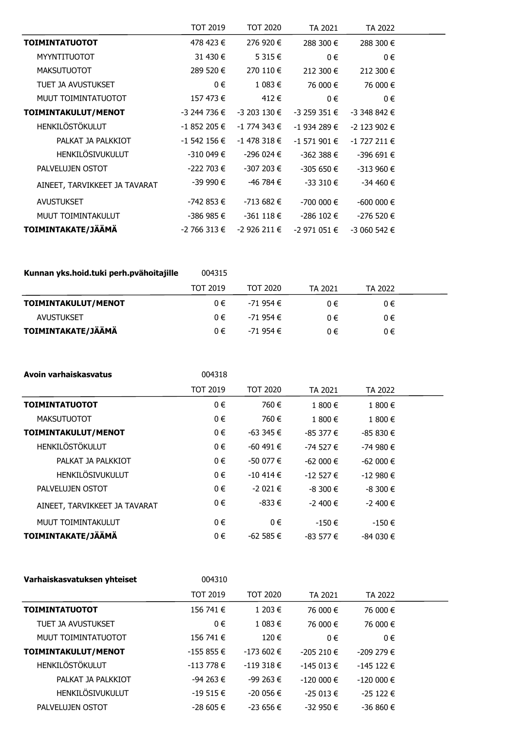| | TOT 2019 | TOT 2020 | TA 2021 | TA 2022 |
|---|---|---|---|---|
| **TOIMINTATUOTOT** | 478 423 € | 276 920 € | 288 300 € | 288 300 € |
| MYYNTITUOTOT | 31 430 € | 5 315 € | 0 € | 0 € |
| MAKSUTUOTOT | 289 520 € | 270 110 € | 212 300 € | 212 300 € |
| TUET JA AVUSTUKSET | 0 € | 1 083 € | 76 000 € | 76 000 € |
| MUUT TOIMINTATUOTOT | 157 473 € | 412 € | 0 € | 0 € |
| **TOIMINTAKULUT/MENOT** | -3 244 736 € | -3 203 130 € | -3 259 351 € | -3 348 842 € |
| HENKILÖSTÖKULUT | -1 852 205 € | -1 774 343 € | -1 934 289 € | -2 123 902 € |
| PALKAT JA PALKKIOT | -1 542 156 € | -1 478 318 € | -1 571 901 € | -1 727 211 € |
| HENKILÖSIVUKULUT | -310 049 € | -296 024 € | -362 388 € | -396 691 € |
| PALVELUJEN OSTOT | -222 703 € | -307 203 € | -305 650 € | -313 960 € |
| AINEET, TARVIKKEET JA TAVARAT | -39 990 € | -46 784 € | -33 310 € | -34 460 € |
| AVUSTUKSET | -742 853 € | -713 682 € | -700 000 € | -600 000 € |
| MUUT TOIMINTAKULUT | -386 985 € | -361 118 € | -286 102 € | -276 520 € |
| **TOIMINTAKATE/JÄÄMÄ** | -2 766 313 € | -2 926 211 € | -2 971 051 € | -3 060 542 € |

**Kunnan yks.hoid.tuki perh.pvähoitajille** 004315

| | TOT 2019 | TOT 2020 | TA 2021 | TA 2022 |
|---|---|---|---|---|
| **TOIMINTAKULUT/MENOT** | 0 € | -71 954 € | 0 € | 0 € |
| AVUSTUKSET | 0 € | -71 954 € | 0 € | 0 € |
| **TOIMINTAKATE/JÄÄMÄ** | 0 € | -71 954 € | 0 € | 0 € |

**Avoin varhaiskasvatus** 004318

| | TOT 2019 | TOT 2020 | TA 2021 | TA 2022 |
|---|---|---|---|---|
| **TOIMINTATUOTOT** | 0 € | 760 € | 1 800 € | 1 800 € |
| MAKSUTUOTOT | 0 € | 760 € | 1 800 € | 1 800 € |
| **TOIMINTAKULUT/MENOT** | 0 € | -63 345 € | -85 377 € | -85 830 € |
| HENKILÖSTÖKULUT | 0 € | -60 491 € | -74 527 € | -74 980 € |
| PALKAT JA PALKKIOT | 0 € | -50 077 € | -62 000 € | -62 000 € |
| HENKILÖSIVUKULUT | 0 € | -10 414 € | -12 527 € | -12 980 € |
| PALVELUJEN OSTOT | 0 € | -2 021 € | -8 300 € | -8 300 € |
| AINEET, TARVIKKEET JA TAVARAT | 0 € | -833 € | -2 400 € | -2 400 € |
| MUUT TOIMINTAKULUT | 0 € | 0 € | -150 € | -150 € |
| **TOIMINTAKATE/JÄÄMÄ** | 0 € | -62 585 € | -83 577 € | -84 030 € |

**Varhaiskasvatuksen yhteiset** 004310

| | TOT 2019 | TOT 2020 | TA 2021 | TA 2022 |
|---|---|---|---|---|
| **TOIMINTATUOTOT** | 156 741 € | 1 203 € | 76 000 € | 76 000 € |
| TUET JA AVUSTUKSET | 0 € | 1 083 € | 76 000 € | 76 000 € |
| MUUT TOIMINTATUOTOT | 156 741 € | 120 € | 0 € | 0 € |
| **TOIMINTAKULUT/MENOT** | -155 855 € | -173 602 € | -205 210 € | -209 279 € |
| HENKILÖSTÖKULUT | -113 778 € | -119 318 € | -145 013 € | -145 122 € |
| PALKAT JA PALKKIOT | -94 263 € | -99 263 € | -120 000 € | -120 000 € |
| HENKILÖSIVUKULUT | -19 515 € | -20 056 € | -25 013 € | -25 122 € |
| PALVELUJEN OSTOT | -28 605 € | -23 656 € | -32 950 € | -36 860 € |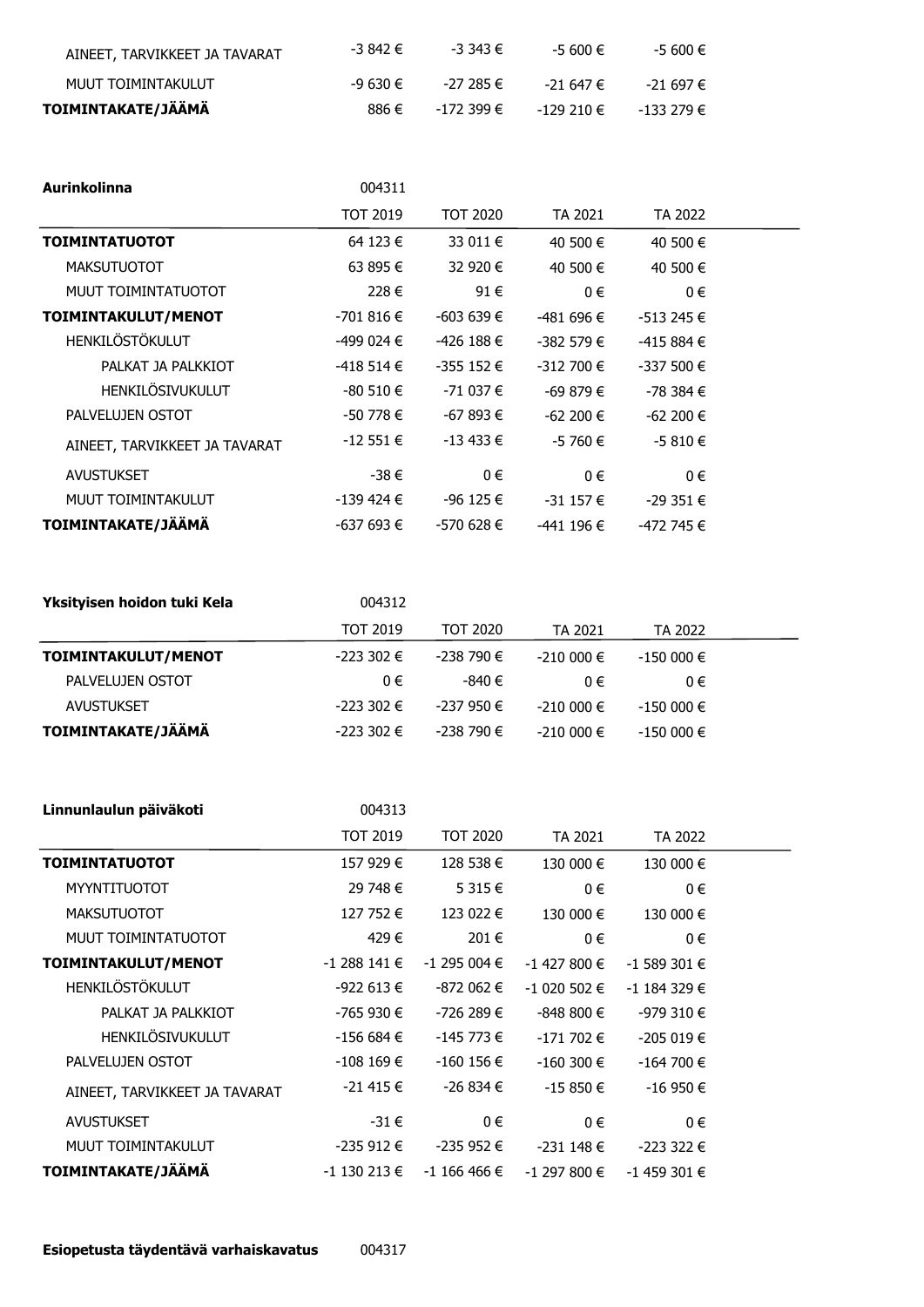| | | | | |
|---|---|---|---|---|
| AINEET, TARVIKKEET JA TAVARAT | -3 842 € | -3 343 € | -5 600 € | -5 600 € |
| MUUT TOIMINTAKULUT | -9 630 € | -27 285 € | -21 647 € | -21 697 € |
| **TOIMINTAKATE/JÄÄMÄ** | 886 € | -172 399 € | -129 210 € | -133 279 € |

**Aurinkolinna** 004311

| | TOT 2019 | TOT 2020 | TA 2021 | TA 2022 |
|---|---|---|---|---|
| **TOIMINTATUOTOT** | 64 123 € | 33 011 € | 40 500 € | 40 500 € |
| MAKSUTUOTOT | 63 895 € | 32 920 € | 40 500 € | 40 500 € |
| MUUT TOIMINTATUOTOT | 228 € | 91 € | 0 € | 0 € |
| **TOIMINTAKULUT/MENOT** | -701 816 € | -603 639 € | -481 696 € | -513 245 € |
| HENKILÖSTÖKULUT | -499 024 € | -426 188 € | -382 579 € | -415 884 € |
| PALKAT JA PALKKIOT | -418 514 € | -355 152 € | -312 700 € | -337 500 € |
| HENKILÖSIVUKULUT | -80 510 € | -71 037 € | -69 879 € | -78 384 € |
| PALVELUJEN OSTOT | -50 778 € | -67 893 € | -62 200 € | -62 200 € |
| AINEET, TARVIKKEET JA TAVARAT | -12 551 € | -13 433 € | -5 760 € | -5 810 € |
| AVUSTUKSET | -38 € | 0 € | 0 € | 0 € |
| MUUT TOIMINTAKULUT | -139 424 € | -96 125 € | -31 157 € | -29 351 € |
| **TOIMINTAKATE/JÄÄMÄ** | -637 693 € | -570 628 € | -441 196 € | -472 745 € |

**Yksityisen hoidon tuki Kela** 004312

| | TOT 2019 | TOT 2020 | TA 2021 | TA 2022 |
|---|---|---|---|---|
| **TOIMINTAKULUT/MENOT** | -223 302 € | -238 790 € | -210 000 € | -150 000 € |
| PALVELUJEN OSTOT | 0 € | -840 € | 0 € | 0 € |
| AVUSTUKSET | -223 302 € | -237 950 € | -210 000 € | -150 000 € |
| **TOIMINTAKATE/JÄÄMÄ** | -223 302 € | -238 790 € | -210 000 € | -150 000 € |

**Linnunlaulun päiväkoti** 004313

| | TOT 2019 | TOT 2020 | TA 2021 | TA 2022 |
|---|---|---|---|---|
| **TOIMINTATUOTOT** | 157 929 € | 128 538 € | 130 000 € | 130 000 € |
| MYYNTITUOTOT | 29 748 € | 5 315 € | 0 € | 0 € |
| MAKSUTUOTOT | 127 752 € | 123 022 € | 130 000 € | 130 000 € |
| MUUT TOIMINTATUOTOT | 429 € | 201 € | 0 € | 0 € |
| **TOIMINTAKULUT/MENOT** | -1 288 141 € | -1 295 004 € | -1 427 800 € | -1 589 301 € |
| HENKILÖSTÖKULUT | -922 613 € | -872 062 € | -1 020 502 € | -1 184 329 € |
| PALKAT JA PALKKIOT | -765 930 € | -726 289 € | -848 800 € | -979 310 € |
| HENKILÖSIVUKULUT | -156 684 € | -145 773 € | -171 702 € | -205 019 € |
| PALVELUJEN OSTOT | -108 169 € | -160 156 € | -160 300 € | -164 700 € |
| AINEET, TARVIKKEET JA TAVARAT | -21 415 € | -26 834 € | -15 850 € | -16 950 € |
| AVUSTUKSET | -31 € | 0 € | 0 € | 0 € |
| MUUT TOIMINTAKULUT | -235 912 € | -235 952 € | -231 148 € | -223 322 € |
| **TOIMINTAKATE/JÄÄMÄ** | -1 130 213 € | -1 166 466 € | -1 297 800 € | -1 459 301 € |

**Esiopetusta täydentävä varhaiskavatus** 004317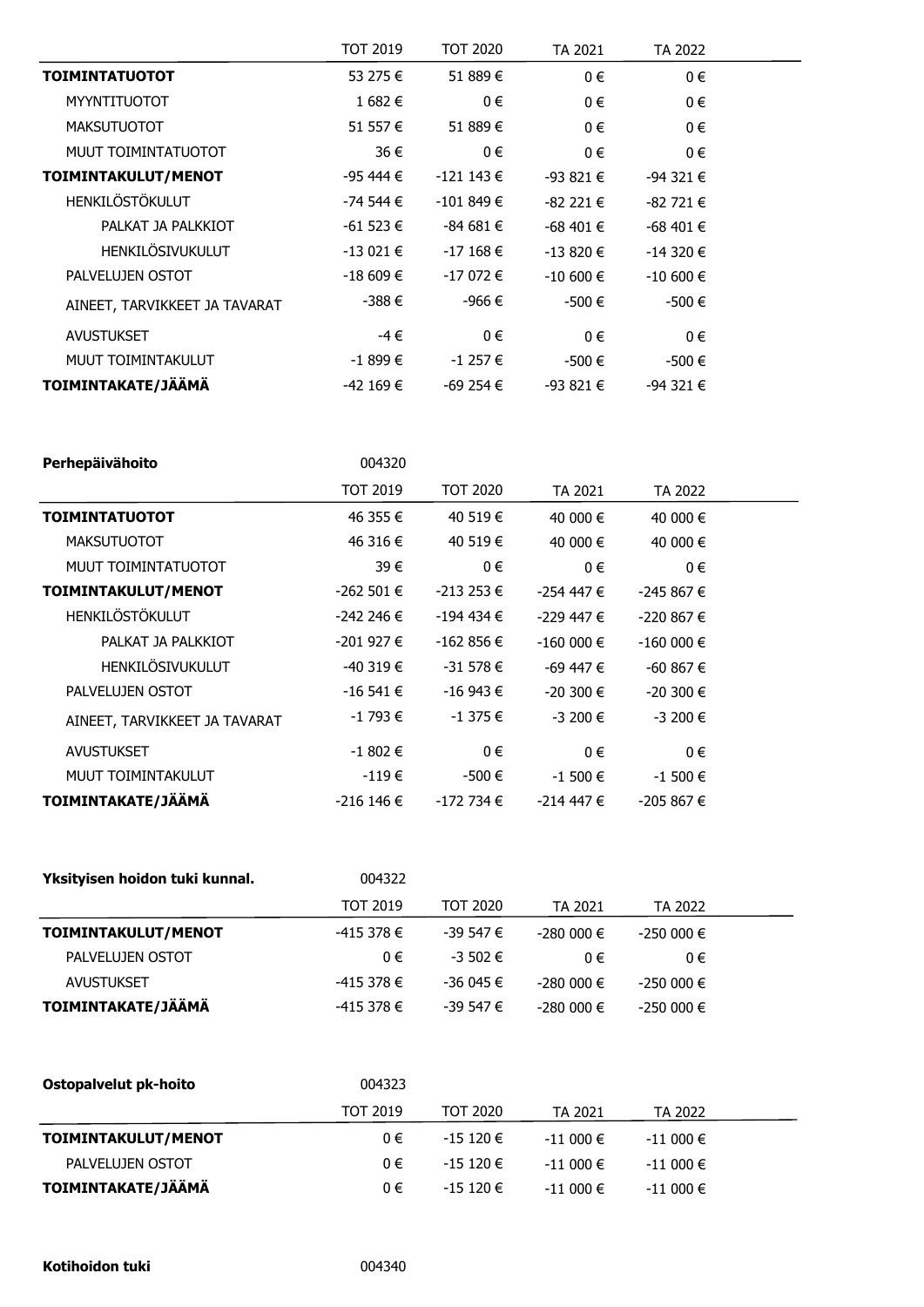| | TOT 2019 | TOT 2020 | TA 2021 | TA 2022 |
|---|---|---|---|---|
| **TOIMINTATUOTOT** | 53 275 € | 51 889 € | 0 € | 0 € |
| MYYNTITUOTOT | 1 682 € | 0 € | 0 € | 0 € |
| MAKSUTUOTOT | 51 557 € | 51 889 € | 0 € | 0 € |
| MUUT TOIMINTATUOTOT | 36 € | 0 € | 0 € | 0 € |
| **TOIMINTAKULUT/MENOT** | -95 444 € | -121 143 € | -93 821 € | -94 321 € |
| HENKILÖSTÖKULUT | -74 544 € | -101 849 € | -82 221 € | -82 721 € |
| PALKAT JA PALKKIOT | -61 523 € | -84 681 € | -68 401 € | -68 401 € |
| HENKILÖSIVUKULUT | -13 021 € | -17 168 € | -13 820 € | -14 320 € |
| PALVELUJEN OSTOT | -18 609 € | -17 072 € | -10 600 € | -10 600 € |
| AINEET, TARVIKKEET JA TAVARAT | -388 € | -966 € | -500 € | -500 € |
| AVUSTUKSET | -4 € | 0 € | 0 € | 0 € |
| MUUT TOIMINTAKULUT | -1 899 € | -1 257 € | -500 € | -500 € |
| **TOIMINTAKATE/JÄÄMÄ** | -42 169 € | -69 254 € | -93 821 € | -94 321 € |

**Perhepäivähoito** 004320

| | TOT 2019 | TOT 2020 | TA 2021 | TA 2022 |
|---|---|---|---|---|
| **TOIMINTATUOTOT** | 46 355 € | 40 519 € | 40 000 € | 40 000 € |
| MAKSUTUOTOT | 46 316 € | 40 519 € | 40 000 € | 40 000 € |
| MUUT TOIMINTATUOTOT | 39 € | 0 € | 0 € | 0 € |
| **TOIMINTAKULUT/MENOT** | -262 501 € | -213 253 € | -254 447 € | -245 867 € |
| HENKILÖSTÖKULUT | -242 246 € | -194 434 € | -229 447 € | -220 867 € |
| PALKAT JA PALKKIOT | -201 927 € | -162 856 € | -160 000 € | -160 000 € |
| HENKILÖSIVUKULUT | -40 319 € | -31 578 € | -69 447 € | -60 867 € |
| PALVELUJEN OSTOT | -16 541 € | -16 943 € | -20 300 € | -20 300 € |
| AINEET, TARVIKKEET JA TAVARAT | -1 793 € | -1 375 € | -3 200 € | -3 200 € |
| AVUSTUKSET | -1 802 € | 0 € | 0 € | 0 € |
| MUUT TOIMINTAKULUT | -119 € | -500 € | -1 500 € | -1 500 € |
| **TOIMINTAKATE/JÄÄMÄ** | -216 146 € | -172 734 € | -214 447 € | -205 867 € |

**Yksityisen hoidon tuki kunnal.** 004322

| | TOT 2019 | TOT 2020 | TA 2021 | TA 2022 |
|---|---|---|---|---|
| **TOIMINTAKULUT/MENOT** | -415 378 € | -39 547 € | -280 000 € | -250 000 € |
| PALVELUJEN OSTOT | 0 € | -3 502 € | 0 € | 0 € |
| AVUSTUKSET | -415 378 € | -36 045 € | -280 000 € | -250 000 € |
| **TOIMINTAKATE/JÄÄMÄ** | -415 378 € | -39 547 € | -280 000 € | -250 000 € |

**Ostopalvelut pk-hoito** 004323

| | TOT 2019 | TOT 2020 | TA 2021 | TA 2022 |
|---|---|---|---|---|
| **TOIMINTAKULUT/MENOT** | 0 € | -15 120 € | -11 000 € | -11 000 € |
| PALVELUJEN OSTOT | 0 € | -15 120 € | -11 000 € | -11 000 € |
| **TOIMINTAKATE/JÄÄMÄ** | 0 € | -15 120 € | -11 000 € | -11 000 € |

**Kotihoidon tuki** 004340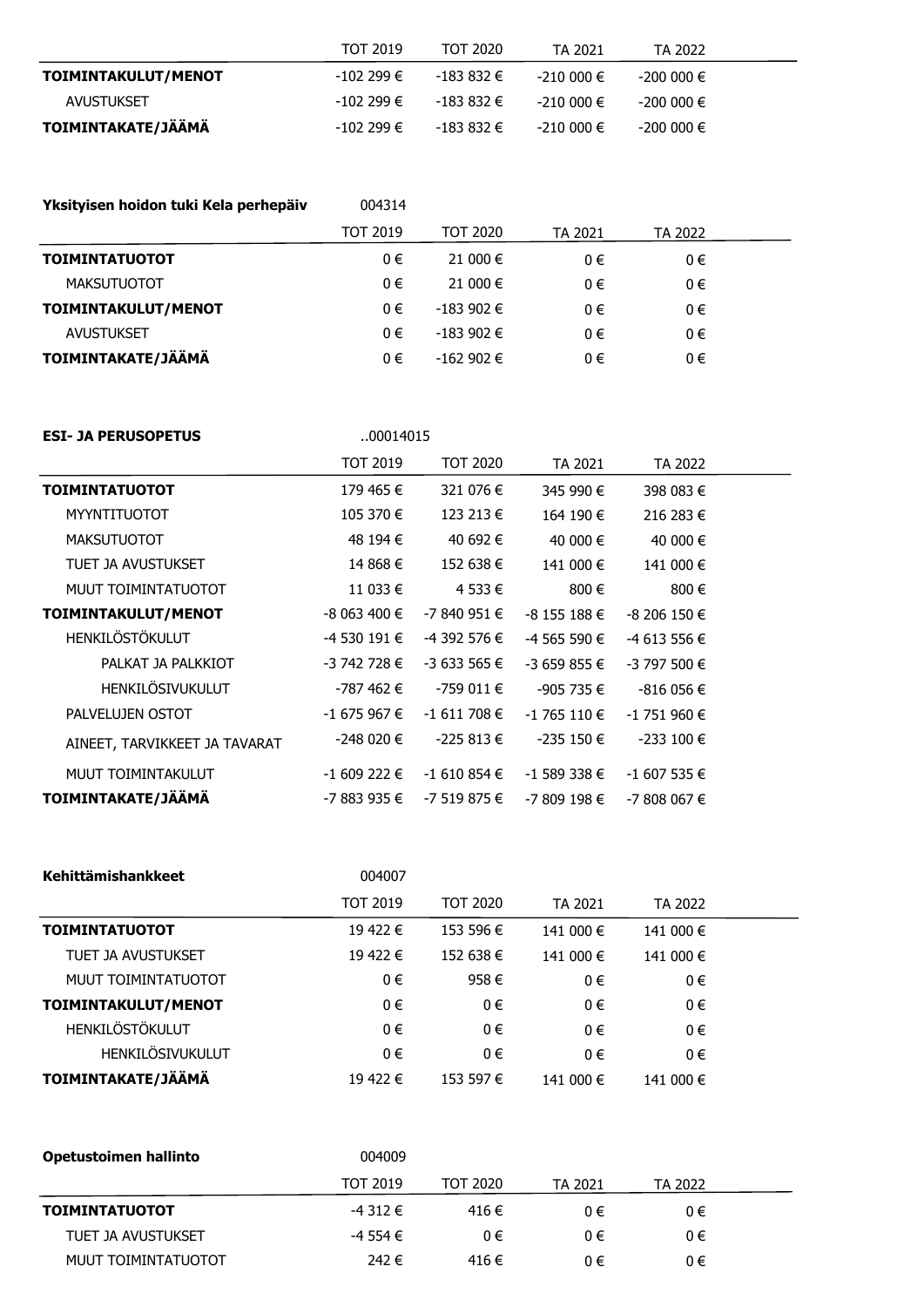| | TOT 2019 | TOT 2020 | TA 2021 | TA 2022 |
|---|---|---|---|---|
| **TOIMINTAKULUT/MENOT** | -102 299 € | -183 832 € | -210 000 € | -200 000 € |
| AVUSTUKSET | -102 299 € | -183 832 € | -210 000 € | -200 000 € |
| **TOIMINTAKATE/JÄÄMÄ** | -102 299 € | -183 832 € | -210 000 € | -200 000 € |

**Yksityisen hoidon tuki Kela perhepäiv** 004314

| | TOT 2019 | TOT 2020 | TA 2021 | TA 2022 |
|---|---|---|---|---|
| **TOIMINTATUOTOT** | 0 € | 21 000 € | 0 € | 0 € |
| MAKSUTUOTOT | 0 € | 21 000 € | 0 € | 0 € |
| **TOIMINTAKULUT/MENOT** | 0 € | -183 902 € | 0 € | 0 € |
| AVUSTUKSET | 0 € | -183 902 € | 0 € | 0 € |
| **TOIMINTAKATE/JÄÄMÄ** | 0 € | -162 902 € | 0 € | 0 € |

**ESI- JA PERUSOPETUS** ..00014015

| | TOT 2019 | TOT 2020 | TA 2021 | TA 2022 |
|---|---|---|---|---|
| **TOIMINTATUOTOT** | 179 465 € | 321 076 € | 345 990 € | 398 083 € |
| MYYNTITUOTOT | 105 370 € | 123 213 € | 164 190 € | 216 283 € |
| MAKSUTUOTOT | 48 194 € | 40 692 € | 40 000 € | 40 000 € |
| TUET JA AVUSTUKSET | 14 868 € | 152 638 € | 141 000 € | 141 000 € |
| MUUT TOIMINTATUOTOT | 11 033 € | 4 533 € | 800 € | 800 € |
| **TOIMINTAKULUT/MENOT** | -8 063 400 € | -7 840 951 € | -8 155 188 € | -8 206 150 € |
| HENKILÖSTÖKULUT | -4 530 191 € | -4 392 576 € | -4 565 590 € | -4 613 556 € |
| PALKAT JA PALKKIOT | -3 742 728 € | -3 633 565 € | -3 659 855 € | -3 797 500 € |
| HENKILÖSIVUKULUT | -787 462 € | -759 011 € | -905 735 € | -816 056 € |
| PALVELUJEN OSTOT | -1 675 967 € | -1 611 708 € | -1 765 110 € | -1 751 960 € |
| AINEET, TARVIKKEET JA TAVARAT | -248 020 € | -225 813 € | -235 150 € | -233 100 € |
| MUUT TOIMINTAKULUT | -1 609 222 € | -1 610 854 € | -1 589 338 € | -1 607 535 € |
| **TOIMINTAKATE/JÄÄMÄ** | -7 883 935 € | -7 519 875 € | -7 809 198 € | -7 808 067 € |

**Kehittämishankkeet** 004007

| | TOT 2019 | TOT 2020 | TA 2021 | TA 2022 |
|---|---|---|---|---|
| **TOIMINTATUOTOT** | 19 422 € | 153 596 € | 141 000 € | 141 000 € |
| TUET JA AVUSTUKSET | 19 422 € | 152 638 € | 141 000 € | 141 000 € |
| MUUT TOIMINTATUOTOT | 0 € | 958 € | 0 € | 0 € |
| **TOIMINTAKULUT/MENOT** | 0 € | 0 € | 0 € | 0 € |
| HENKILÖSTÖKULUT | 0 € | 0 € | 0 € | 0 € |
| HENKILÖSIVUKULUT | 0 € | 0 € | 0 € | 0 € |
| **TOIMINTAKATE/JÄÄMÄ** | 19 422 € | 153 597 € | 141 000 € | 141 000 € |

**Opetustoimen hallinto** 004009

| | TOT 2019 | TOT 2020 | TA 2021 | TA 2022 |
|---|---|---|---|---|
| **TOIMINTATUOTOT** | -4 312 € | 416 € | 0 € | 0 € |
| TUET JA AVUSTUKSET | -4 554 € | 0 € | 0 € | 0 € |
| MUUT TOIMINTATUOTOT | 242 € | 416 € | 0 € | 0 € |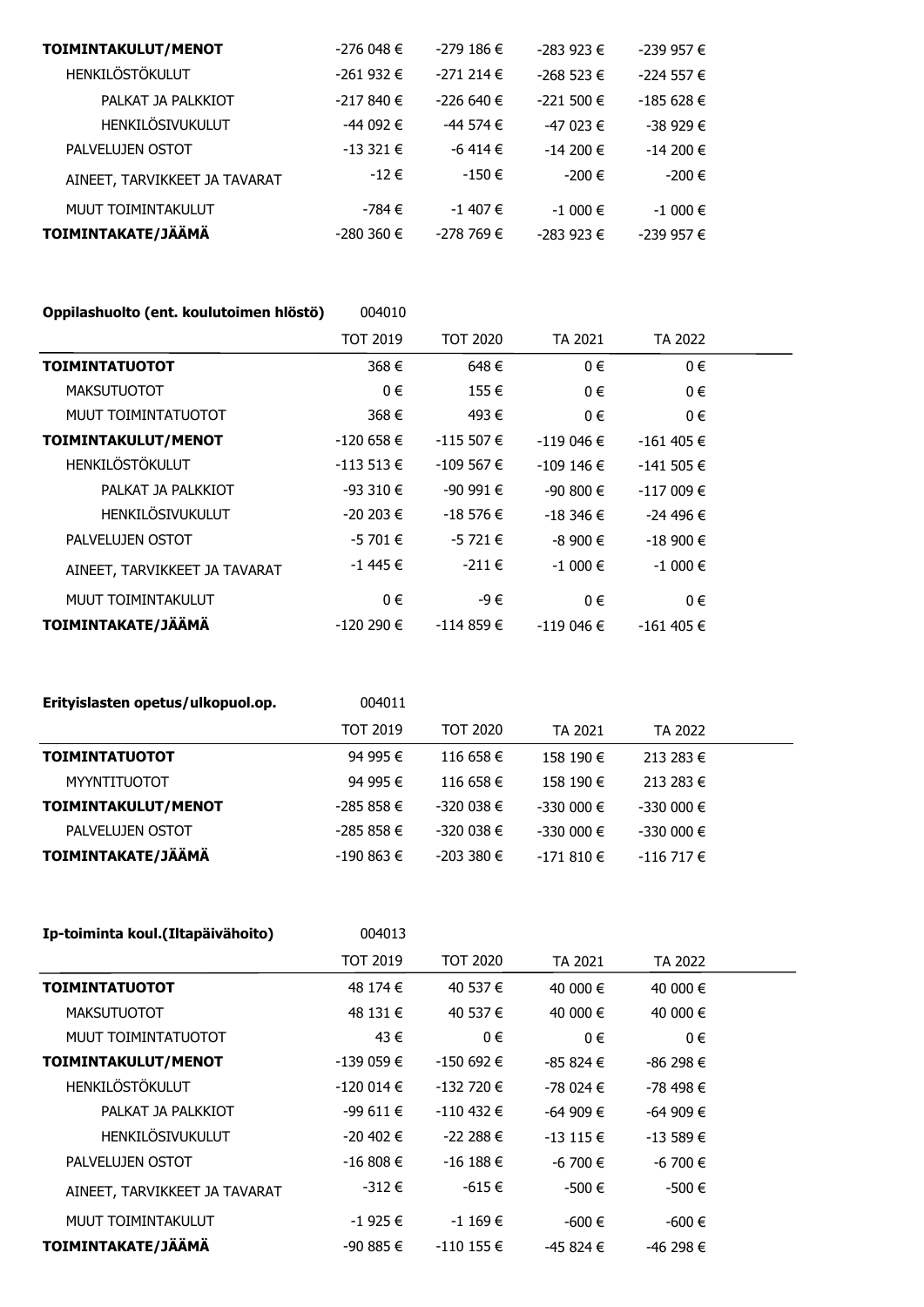| | | | | |
|---|---|---|---|---|
| **TOIMINTAKULUT/MENOT** | -276 048 € | -279 186 € | -283 923 € | -239 957 € |
| HENKILÖSTÖKULUT | -261 932 € | -271 214 € | -268 523 € | -224 557 € |
| PALKAT JA PALKKIOT | -217 840 € | -226 640 € | -221 500 € | -185 628 € |
| HENKILÖSIVUKULUT | -44 092 € | -44 574 € | -47 023 € | -38 929 € |
| PALVELUJEN OSTOT | -13 321 € | -6 414 € | -14 200 € | -14 200 € |
| AINEET, TARVIKKEET JA TAVARAT | -12 € | -150 € | -200 € | -200 € |
| MUUT TOIMINTAKULUT | -784 € | -1 407 € | -1 000 € | -1 000 € |
| **TOIMINTAKATE/JÄÄMÄ** | -280 360 € | -278 769 € | -283 923 € | -239 957 € |

**Oppilashuolto (ent. koulutoimen hlöstö)** 004010

| | TOT 2019 | TOT 2020 | TA 2021 | TA 2022 |
|---|---|---|---|---|
| **TOIMINTATUOTOT** | 368 € | 648 € | 0 € | 0 € |
| MAKSUTUOTOT | 0 € | 155 € | 0 € | 0 € |
| MUUT TOIMINTATUOTOT | 368 € | 493 € | 0 € | 0 € |
| **TOIMINTAKULUT/MENOT** | -120 658 € | -115 507 € | -119 046 € | -161 405 € |
| HENKILÖSTÖKULUT | -113 513 € | -109 567 € | -109 146 € | -141 505 € |
| PALKAT JA PALKKIOT | -93 310 € | -90 991 € | -90 800 € | -117 009 € |
| HENKILÖSIVUKULUT | -20 203 € | -18 576 € | -18 346 € | -24 496 € |
| PALVELUJEN OSTOT | -5 701 € | -5 721 € | -8 900 € | -18 900 € |
| AINEET, TARVIKKEET JA TAVARAT | -1 445 € | -211 € | -1 000 € | -1 000 € |
| MUUT TOIMINTAKULUT | 0 € | -9 € | 0 € | 0 € |
| **TOIMINTAKATE/JÄÄMÄ** | -120 290 € | -114 859 € | -119 046 € | -161 405 € |

**Erityislasten opetus/ulkopuol.op.** 004011

| | TOT 2019 | TOT 2020 | TA 2021 | TA 2022 |
|---|---|---|---|---|
| **TOIMINTATUOTOT** | 94 995 € | 116 658 € | 158 190 € | 213 283 € |
| MYYNTITUOTOT | 94 995 € | 116 658 € | 158 190 € | 213 283 € |
| **TOIMINTAKULUT/MENOT** | -285 858 € | -320 038 € | -330 000 € | -330 000 € |
| PALVELUJEN OSTOT | -285 858 € | -320 038 € | -330 000 € | -330 000 € |
| **TOIMINTAKATE/JÄÄMÄ** | -190 863 € | -203 380 € | -171 810 € | -116 717 € |

**Ip-toiminta koul.(Iltapäivähoito)** 004013

| | TOT 2019 | TOT 2020 | TA 2021 | TA 2022 |
|---|---|---|---|---|
| **TOIMINTATUOTOT** | 48 174 € | 40 537 € | 40 000 € | 40 000 € |
| MAKSUTUOTOT | 48 131 € | 40 537 € | 40 000 € | 40 000 € |
| MUUT TOIMINTATUOTOT | 43 € | 0 € | 0 € | 0 € |
| **TOIMINTAKULUT/MENOT** | -139 059 € | -150 692 € | -85 824 € | -86 298 € |
| HENKILÖSTÖKULUT | -120 014 € | -132 720 € | -78 024 € | -78 498 € |
| PALKAT JA PALKKIOT | -99 611 € | -110 432 € | -64 909 € | -64 909 € |
| HENKILÖSIVUKULUT | -20 402 € | -22 288 € | -13 115 € | -13 589 € |
| PALVELUJEN OSTOT | -16 808 € | -16 188 € | -6 700 € | -6 700 € |
| AINEET, TARVIKKEET JA TAVARAT | -312 € | -615 € | -500 € | -500 € |
| MUUT TOIMINTAKULUT | -1 925 € | -1 169 € | -600 € | -600 € |
| **TOIMINTAKATE/JÄÄMÄ** | -90 885 € | -110 155 € | -45 824 € | -46 298 € |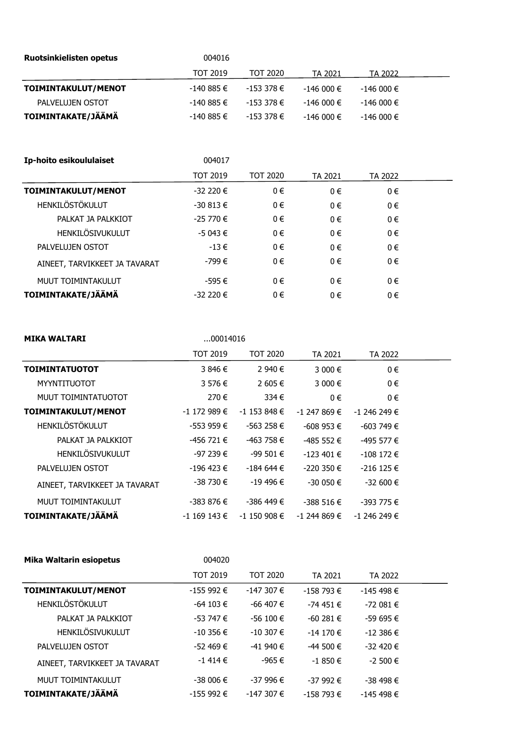| **Ruotsinkielisten opetus** | 004016 | | | |
|---|---|---|---|---|
| | TOT 2019 | TOT 2020 | TA 2021 | TA 2022 |
| **TOIMINTAKULUT/MENOT** | -140 885 € | -153 378 € | -146 000 € | -146 000 € |
| PALVELUJEN OSTOT | -140 885 € | -153 378 € | -146 000 € | -146 000 € |
| **TOIMINTAKATE/JÄÄMÄ** | -140 885 € | -153 378 € | -146 000 € | -146 000 € |

| **Ip-hoito esikoululaiset** | 004017 | | | |
|---|---|---|---|---|
| | TOT 2019 | TOT 2020 | TA 2021 | TA 2022 |
| **TOIMINTAKULUT/MENOT** | -32 220 € | 0 € | 0 € | 0 € |
| HENKILÖSTÖKULUT | -30 813 € | 0 € | 0 € | 0 € |
| PALKAT JA PALKKIOT | -25 770 € | 0 € | 0 € | 0 € |
| HENKILÖSIVUKULUT | -5 043 € | 0 € | 0 € | 0 € |
| PALVELUJEN OSTOT | -13 € | 0 € | 0 € | 0 € |
| AINEET, TARVIKKEET JA TAVARAT | -799 € | 0 € | 0 € | 0 € |
| MUUT TOIMINTAKULUT | -595 € | 0 € | 0 € | 0 € |
| **TOIMINTAKATE/JÄÄMÄ** | -32 220 € | 0 € | 0 € | 0 € |

| **MIKA WALTARI** | ...00014016 | | | |
|---|---|---|---|---|
| | TOT 2019 | TOT 2020 | TA 2021 | TA 2022 |
| **TOIMINTATUOTOT** | 3 846 € | 2 940 € | 3 000 € | 0 € |
| MYYNTITUOTOT | 3 576 € | 2 605 € | 3 000 € | 0 € |
| MUUT TOIMINTATUOTOT | 270 € | 334 € | 0 € | 0 € |
| **TOIMINTAKULUT/MENOT** | -1 172 989 € | -1 153 848 € | -1 247 869 € | -1 246 249 € |
| HENKILÖSTÖKULUT | -553 959 € | -563 258 € | -608 953 € | -603 749 € |
| PALKAT JA PALKKIOT | -456 721 € | -463 758 € | -485 552 € | -495 577 € |
| HENKILÖSIVUKULUT | -97 239 € | -99 501 € | -123 401 € | -108 172 € |
| PALVELUJEN OSTOT | -196 423 € | -184 644 € | -220 350 € | -216 125 € |
| AINEET, TARVIKKEET JA TAVARAT | -38 730 € | -19 496 € | -30 050 € | -32 600 € |
| MUUT TOIMINTAKULUT | -383 876 € | -386 449 € | -388 516 € | -393 775 € |
| **TOIMINTAKATE/JÄÄMÄ** | -1 169 143 € | -1 150 908 € | -1 244 869 € | -1 246 249 € |

| **Mika Waltarin esiopetus** | 004020 | | | |
|---|---|---|---|---|
| | TOT 2019 | TOT 2020 | TA 2021 | TA 2022 |
| **TOIMINTAKULUT/MENOT** | -155 992 € | -147 307 € | -158 793 € | -145 498 € |
| HENKILÖSTÖKULUT | -64 103 € | -66 407 € | -74 451 € | -72 081 € |
| PALKAT JA PALKKIOT | -53 747 € | -56 100 € | -60 281 € | -59 695 € |
| HENKILÖSIVUKULUT | -10 356 € | -10 307 € | -14 170 € | -12 386 € |
| PALVELUJEN OSTOT | -52 469 € | -41 940 € | -44 500 € | -32 420 € |
| AINEET, TARVIKKEET JA TAVARAT | -1 414 € | -965 € | -1 850 € | -2 500 € |
| MUUT TOIMINTAKULUT | -38 006 € | -37 996 € | -37 992 € | -38 498 € |
| **TOIMINTAKATE/JÄÄMÄ** | -155 992 € | -147 307 € | -158 793 € | -145 498 € |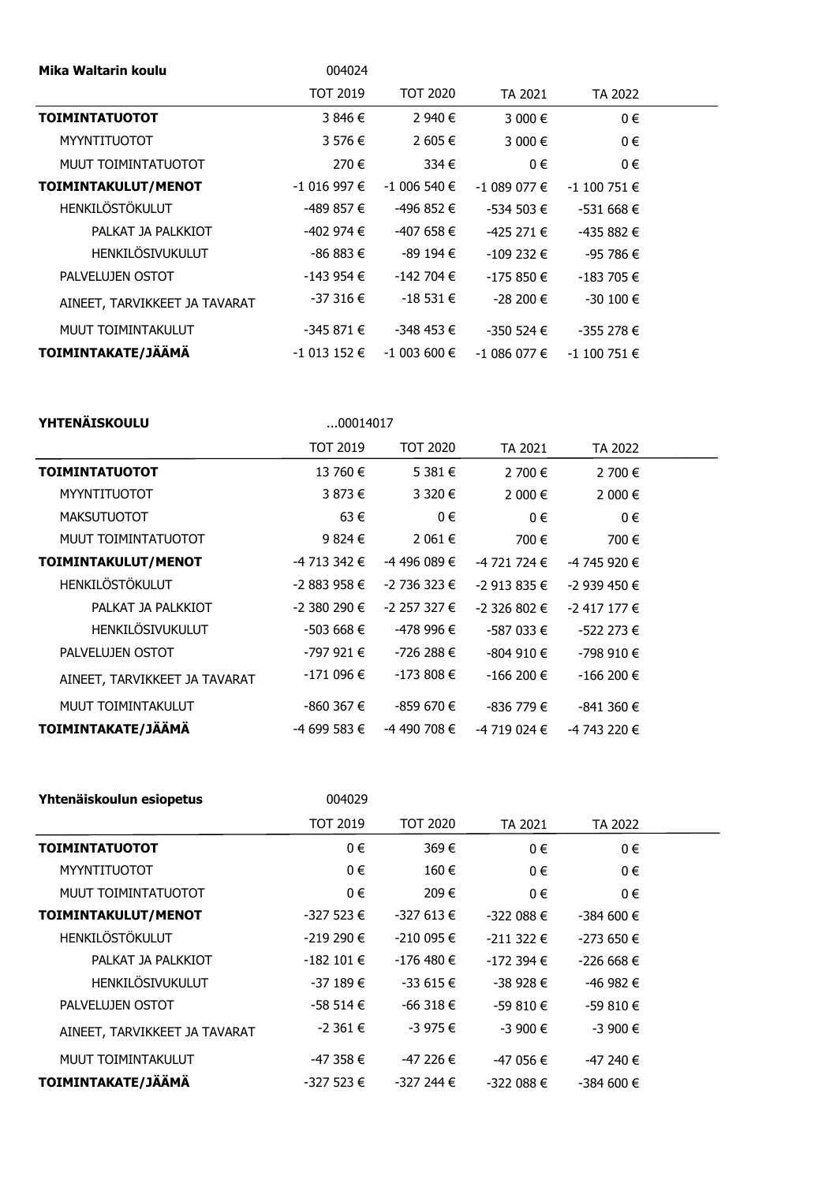| Mika Waltarin koulu | 004024 | | | |
|---|---|---|---|---|
| | TOT 2019 | TOT 2020 | TA 2021 | TA 2022 |
| **TOIMINTATUOTOT** | 3 846 € | 2 940 € | 3 000 € | 0 € |
| MYYNTITUOTOT | 3 576 € | 2 605 € | 3 000 € | 0 € |
| MUUT TOIMINTATUOTOT | 270 € | 334 € | 0 € | 0 € |
| **TOIMINTAKULUT/MENOT** | -1 016 997 € | -1 006 540 € | -1 089 077 € | -1 100 751 € |
| HENKILÖSTÖKULUT | -489 857 € | -496 852 € | -534 503 € | -531 668 € |
| PALKAT JA PALKKIOT | -402 974 € | -407 658 € | -425 271 € | -435 882 € |
| HENKILÖSIVUKULUT | -86 883 € | -89 194 € | -109 232 € | -95 786 € |
| PALVELUJEN OSTOT | -143 954 € | -142 704 € | -175 850 € | -183 705 € |
| AINEET, TARVIKKEET JA TAVARAT | -37 316 € | -18 531 € | -28 200 € | -30 100 € |
| MUUT TOIMINTAKULUT | -345 871 € | -348 453 € | -350 524 € | -355 278 € |
| **TOIMINTAKATE/JÄÄMÄ** | -1 013 152 € | -1 003 600 € | -1 086 077 € | -1 100 751 € |

| YHTENÄISKOULU | ...00014017 | | | |
|---|---|---|---|---|
| | TOT 2019 | TOT 2020 | TA 2021 | TA 2022 |
| **TOIMINTATUOTOT** | 13 760 € | 5 381 € | 2 700 € | 2 700 € |
| MYYNTITUOTOT | 3 873 € | 3 320 € | 2 000 € | 2 000 € |
| MAKSUTUOTOT | 63 € | 0 € | 0 € | 0 € |
| MUUT TOIMINTATUOTOT | 9 824 € | 2 061 € | 700 € | 700 € |
| **TOIMINTAKULUT/MENOT** | -4 713 342 € | -4 496 089 € | -4 721 724 € | -4 745 920 € |
| HENKILÖSTÖKULUT | -2 883 958 € | -2 736 323 € | -2 913 835 € | -2 939 450 € |
| PALKAT JA PALKKIOT | -2 380 290 € | -2 257 327 € | -2 326 802 € | -2 417 177 € |
| HENKILÖSIVUKULUT | -503 668 € | -478 996 € | -587 033 € | -522 273 € |
| PALVELUJEN OSTOT | -797 921 € | -726 288 € | -804 910 € | -798 910 € |
| AINEET, TARVIKKEET JA TAVARAT | -171 096 € | -173 808 € | -166 200 € | -166 200 € |
| MUUT TOIMINTAKULUT | -860 367 € | -859 670 € | -836 779 € | -841 360 € |
| **TOIMINTAKATE/JÄÄMÄ** | -4 699 583 € | -4 490 708 € | -4 719 024 € | -4 743 220 € |

| Yhtenäiskoulun esiopetus | 004029 | | | |
|---|---|---|---|---|
| | TOT 2019 | TOT 2020 | TA 2021 | TA 2022 |
| **TOIMINTATUOTOT** | 0 € | 369 € | 0 € | 0 € |
| MYYNTITUOTOT | 0 € | 160 € | 0 € | 0 € |
| MUUT TOIMINTATUOTOT | 0 € | 209 € | 0 € | 0 € |
| **TOIMINTAKULUT/MENOT** | -327 523 € | -327 613 € | -322 088 € | -384 600 € |
| HENKILÖSTÖKULUT | -219 290 € | -210 095 € | -211 322 € | -273 650 € |
| PALKAT JA PALKKIOT | -182 101 € | -176 480 € | -172 394 € | -226 668 € |
| HENKILÖSIVUKULUT | -37 189 € | -33 615 € | -38 928 € | -46 982 € |
| PALVELUJEN OSTOT | -58 514 € | -66 318 € | -59 810 € | -59 810 € |
| AINEET, TARVIKKEET JA TAVARAT | -2 361 € | -3 975 € | -3 900 € | -3 900 € |
| MUUT TOIMINTAKULUT | -47 358 € | -47 226 € | -47 056 € | -47 240 € |
| **TOIMINTAKATE/JÄÄMÄ** | -327 523 € | -327 244 € | -322 088 € | -384 600 € |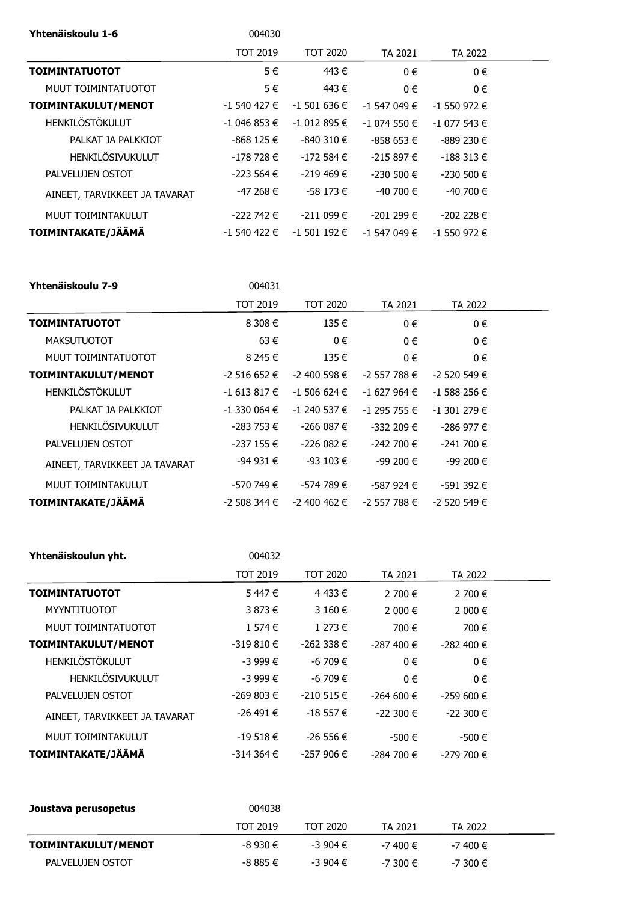| Yhtenäiskoulu 1-6 | 004030 | | | |
|---|---|---|---|---|
| | TOT 2019 | TOT 2020 | TA 2021 | TA 2022 |
| **TOIMINTATUOTOT** | 5 € | 443 € | 0 € | 0 € |
| MUUT TOIMINTATUOTOT | 5 € | 443 € | 0 € | 0 € |
| **TOIMINTAKULUT/MENOT** | -1 540 427 € | -1 501 636 € | -1 547 049 € | -1 550 972 € |
| HENKILÖSTÖKULUT | -1 046 853 € | -1 012 895 € | -1 074 550 € | -1 077 543 € |
| PALKAT JA PALKKIOT | -868 125 € | -840 310 € | -858 653 € | -889 230 € |
| HENKILÖSIVUKULUT | -178 728 € | -172 584 € | -215 897 € | -188 313 € |
| PALVELUJEN OSTOT | -223 564 € | -219 469 € | -230 500 € | -230 500 € |
| AINEET, TARVIKKEET JA TAVARAT | -47 268 € | -58 173 € | -40 700 € | -40 700 € |
| MUUT TOIMINTAKULUT | -222 742 € | -211 099 € | -201 299 € | -202 228 € |
| **TOIMINTAKATE/JÄÄMÄ** | -1 540 422 € | -1 501 192 € | -1 547 049 € | -1 550 972 € |

| Yhtenäiskoulu 7-9 | 004031 | | | |
|---|---|---|---|---|
| | TOT 2019 | TOT 2020 | TA 2021 | TA 2022 |
| **TOIMINTATUOTOT** | 8 308 € | 135 € | 0 € | 0 € |
| MAKSUTUOTOT | 63 € | 0 € | 0 € | 0 € |
| MUUT TOIMINTATUOTOT | 8 245 € | 135 € | 0 € | 0 € |
| **TOIMINTAKULUT/MENOT** | -2 516 652 € | -2 400 598 € | -2 557 788 € | -2 520 549 € |
| HENKILÖSTÖKULUT | -1 613 817 € | -1 506 624 € | -1 627 964 € | -1 588 256 € |
| PALKAT JA PALKKIOT | -1 330 064 € | -1 240 537 € | -1 295 755 € | -1 301 279 € |
| HENKILÖSIVUKULUT | -283 753 € | -266 087 € | -332 209 € | -286 977 € |
| PALVELUJEN OSTOT | -237 155 € | -226 082 € | -242 700 € | -241 700 € |
| AINEET, TARVIKKEET JA TAVARAT | -94 931 € | -93 103 € | -99 200 € | -99 200 € |
| MUUT TOIMINTAKULUT | -570 749 € | -574 789 € | -587 924 € | -591 392 € |
| **TOIMINTAKATE/JÄÄMÄ** | -2 508 344 € | -2 400 462 € | -2 557 788 € | -2 520 549 € |

| Yhtenäiskoulun yht. | 004032 | | | |
|---|---|---|---|---|
| | TOT 2019 | TOT 2020 | TA 2021 | TA 2022 |
| **TOIMINTATUOTOT** | 5 447 € | 4 433 € | 2 700 € | 2 700 € |
| MYYNTITUOTOT | 3 873 € | 3 160 € | 2 000 € | 2 000 € |
| MUUT TOIMINTATUOTOT | 1 574 € | 1 273 € | 700 € | 700 € |
| **TOIMINTAKULUT/MENOT** | -319 810 € | -262 338 € | -287 400 € | -282 400 € |
| HENKILÖSTÖKULUT | -3 999 € | -6 709 € | 0 € | 0 € |
| HENKILÖSIVUKULUT | -3 999 € | -6 709 € | 0 € | 0 € |
| PALVELUJEN OSTOT | -269 803 € | -210 515 € | -264 600 € | -259 600 € |
| AINEET, TARVIKKEET JA TAVARAT | -26 491 € | -18 557 € | -22 300 € | -22 300 € |
| MUUT TOIMINTAKULUT | -19 518 € | -26 556 € | -500 € | -500 € |
| **TOIMINTAKATE/JÄÄMÄ** | -314 364 € | -257 906 € | -284 700 € | -279 700 € |

| Joustava perusopetus | 004038 | | | |
|---|---|---|---|---|
| | TOT 2019 | TOT 2020 | TA 2021 | TA 2022 |
| **TOIMINTAKULUT/MENOT** | -8 930 € | -3 904 € | -7 400 € | -7 400 € |
| PALVELUJEN OSTOT | -8 885 € | -3 904 € | -7 300 € | -7 300 € |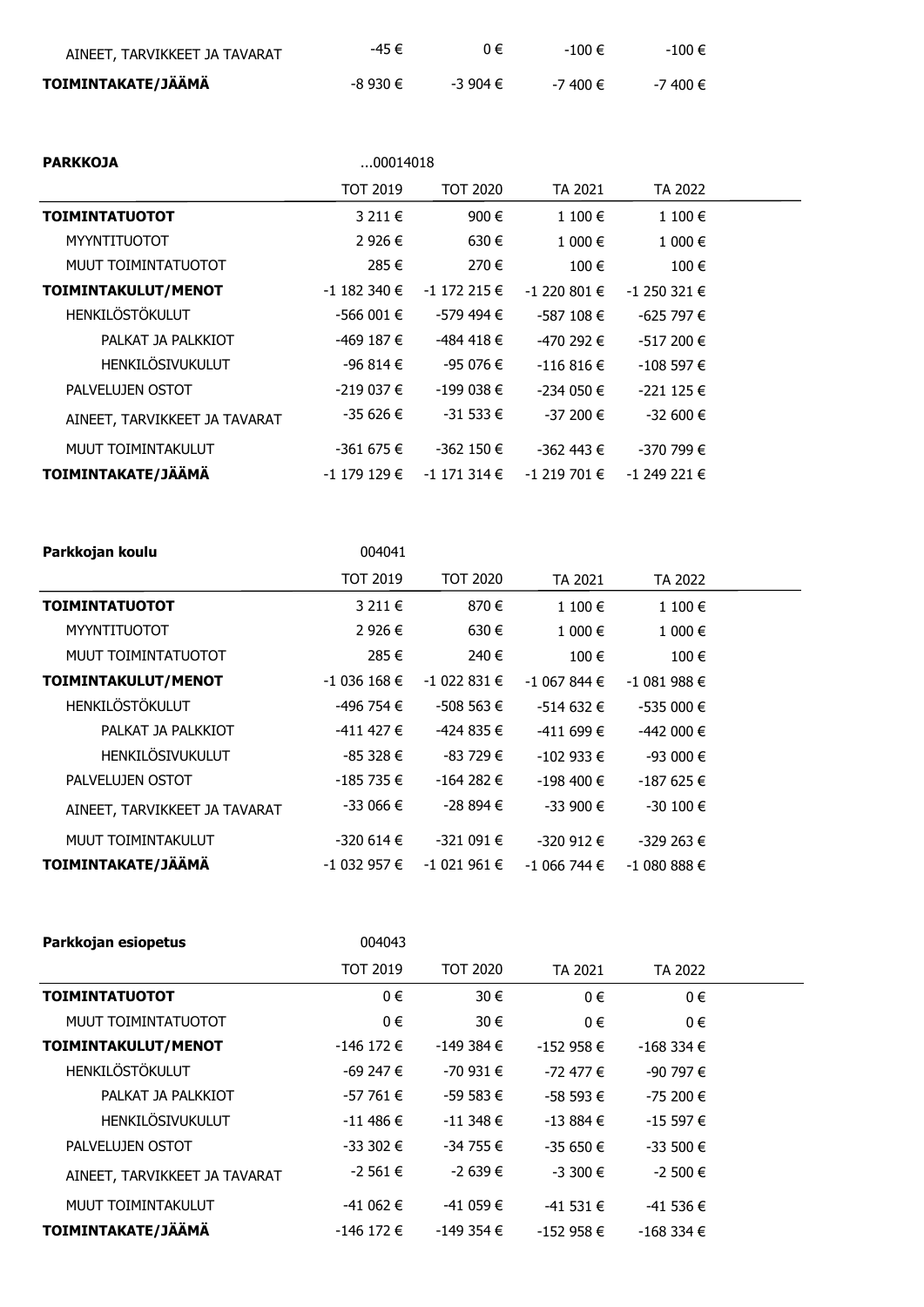| | | | | |
|---|---|---|---|---|
| AINEET, TARVIKKEET JA TAVARAT | -45 € | 0 € | -100 € | -100 € |
| **TOIMINTAKATE/JÄÄMÄ** | -8 930 € | -3 904 € | -7 400 € | -7 400 € |

**PARKKOJA** ...00014018

| | TOT 2019 | TOT 2020 | TA 2021 | TA 2022 |
|---|---|---|---|---|
| **TOIMINTATUOTOT** | 3 211 € | 900 € | 1 100 € | 1 100 € |
| MYYNTITUOTOT | 2 926 € | 630 € | 1 000 € | 1 000 € |
| MUUT TOIMINTATUOTOT | 285 € | 270 € | 100 € | 100 € |
| **TOIMINTAKULUT/MENOT** | -1 182 340 € | -1 172 215 € | -1 220 801 € | -1 250 321 € |
| HENKILÖSTÖKULUT | -566 001 € | -579 494 € | -587 108 € | -625 797 € |
| PALKAT JA PALKKIOT | -469 187 € | -484 418 € | -470 292 € | -517 200 € |
| HENKILÖSIVUKULUT | -96 814 € | -95 076 € | -116 816 € | -108 597 € |
| PALVELUJEN OSTOT | -219 037 € | -199 038 € | -234 050 € | -221 125 € |
| AINEET, TARVIKKEET JA TAVARAT | -35 626 € | -31 533 € | -37 200 € | -32 600 € |
| MUUT TOIMINTAKULUT | -361 675 € | -362 150 € | -362 443 € | -370 799 € |
| **TOIMINTAKATE/JÄÄMÄ** | -1 179 129 € | -1 171 314 € | -1 219 701 € | -1 249 221 € |

**Parkkojan koulu** 004041

| | TOT 2019 | TOT 2020 | TA 2021 | TA 2022 |
|---|---|---|---|---|
| **TOIMINTATUOTOT** | 3 211 € | 870 € | 1 100 € | 1 100 € |
| MYYNTITUOTOT | 2 926 € | 630 € | 1 000 € | 1 000 € |
| MUUT TOIMINTATUOTOT | 285 € | 240 € | 100 € | 100 € |
| **TOIMINTAKULUT/MENOT** | -1 036 168 € | -1 022 831 € | -1 067 844 € | -1 081 988 € |
| HENKILÖSTÖKULUT | -496 754 € | -508 563 € | -514 632 € | -535 000 € |
| PALKAT JA PALKKIOT | -411 427 € | -424 835 € | -411 699 € | -442 000 € |
| HENKILÖSIVUKULUT | -85 328 € | -83 729 € | -102 933 € | -93 000 € |
| PALVELUJEN OSTOT | -185 735 € | -164 282 € | -198 400 € | -187 625 € |
| AINEET, TARVIKKEET JA TAVARAT | -33 066 € | -28 894 € | -33 900 € | -30 100 € |
| MUUT TOIMINTAKULUT | -320 614 € | -321 091 € | -320 912 € | -329 263 € |
| **TOIMINTAKATE/JÄÄMÄ** | -1 032 957 € | -1 021 961 € | -1 066 744 € | -1 080 888 € |

**Parkkojan esiopetus** 004043

| | TOT 2019 | TOT 2020 | TA 2021 | TA 2022 |
|---|---|---|---|---|
| **TOIMINTATUOTOT** | 0 € | 30 € | 0 € | 0 € |
| MUUT TOIMINTATUOTOT | 0 € | 30 € | 0 € | 0 € |
| **TOIMINTAKULUT/MENOT** | -146 172 € | -149 384 € | -152 958 € | -168 334 € |
| HENKILÖSTÖKULUT | -69 247 € | -70 931 € | -72 477 € | -90 797 € |
| PALKAT JA PALKKIOT | -57 761 € | -59 583 € | -58 593 € | -75 200 € |
| HENKILÖSIVUKULUT | -11 486 € | -11 348 € | -13 884 € | -15 597 € |
| PALVELUJEN OSTOT | -33 302 € | -34 755 € | -35 650 € | -33 500 € |
| AINEET, TARVIKKEET JA TAVARAT | -2 561 € | -2 639 € | -3 300 € | -2 500 € |
| MUUT TOIMINTAKULUT | -41 062 € | -41 059 € | -41 531 € | -41 536 € |
| **TOIMINTAKATE/JÄÄMÄ** | -146 172 € | -149 354 € | -152 958 € | -168 334 € |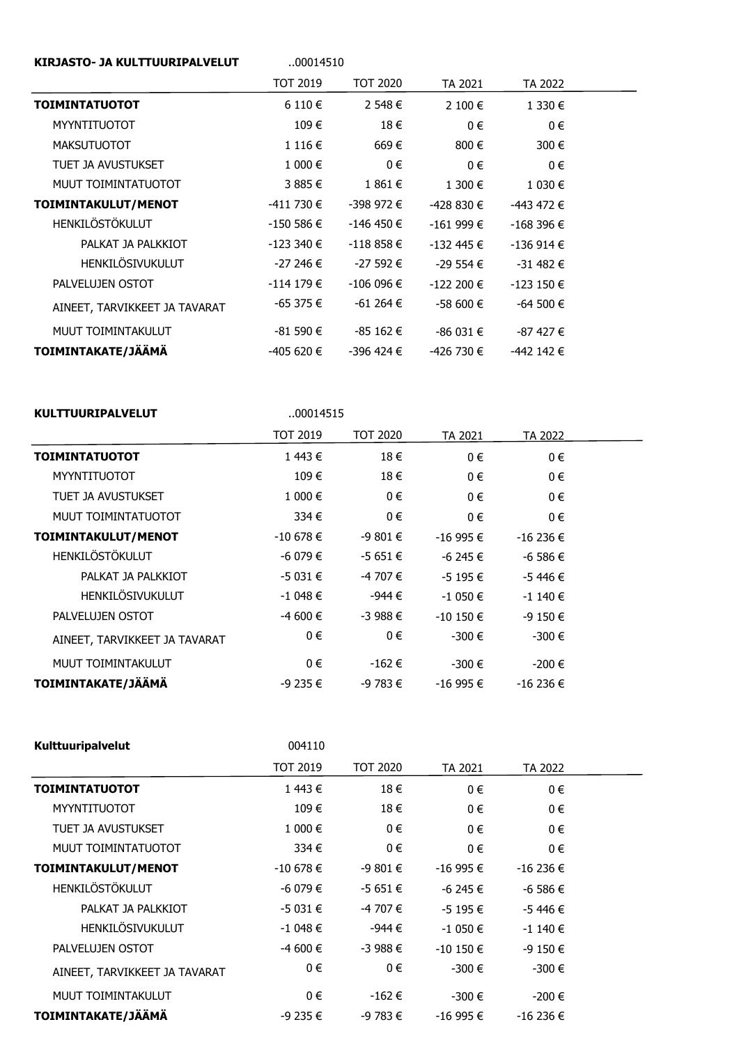**KIRJASTO- JA KULTTUURIPALVELUT** ..00014510

| | TOT 2019 | TOT 2020 | TA 2021 | TA 2022 |
|---|---|---|---|---|
| **TOIMINTATUOTOT** | 6 110 € | 2 548 € | 2 100 € | 1 330 € |
| MYYNTITUOTOT | 109 € | 18 € | 0 € | 0 € |
| MAKSUTUOTOT | 1 116 € | 669 € | 800 € | 300 € |
| TUET JA AVUSTUKSET | 1 000 € | 0 € | 0 € | 0 € |
| MUUT TOIMINTATUOTOT | 3 885 € | 1 861 € | 1 300 € | 1 030 € |
| **TOIMINTAKULUT/MENOT** | -411 730 € | -398 972 € | -428 830 € | -443 472 € |
| HENKILÖSTÖKULUT | -150 586 € | -146 450 € | -161 999 € | -168 396 € |
| PALKAT JA PALKKIOT | -123 340 € | -118 858 € | -132 445 € | -136 914 € |
| HENKILÖSIVUKULUT | -27 246 € | -27 592 € | -29 554 € | -31 482 € |
| PALVELUJEN OSTOT | -114 179 € | -106 096 € | -122 200 € | -123 150 € |
| AINEET, TARVIKKEET JA TAVARAT | -65 375 € | -61 264 € | -58 600 € | -64 500 € |
| MUUT TOIMINTAKULUT | -81 590 € | -85 162 € | -86 031 € | -87 427 € |
| **TOIMINTAKATE/JÄÄMÄ** | -405 620 € | -396 424 € | -426 730 € | -442 142 € |

**KULTTUURIPALVELUT** ..00014515

| | TOT 2019 | TOT 2020 | TA 2021 | TA 2022 |
|---|---|---|---|---|
| **TOIMINTATUOTOT** | 1 443 € | 18 € | 0 € | 0 € |
| MYYNTITUOTOT | 109 € | 18 € | 0 € | 0 € |
| TUET JA AVUSTUKSET | 1 000 € | 0 € | 0 € | 0 € |
| MUUT TOIMINTATUOTOT | 334 € | 0 € | 0 € | 0 € |
| **TOIMINTAKULUT/MENOT** | -10 678 € | -9 801 € | -16 995 € | -16 236 € |
| HENKILÖSTÖKULUT | -6 079 € | -5 651 € | -6 245 € | -6 586 € |
| PALKAT JA PALKKIOT | -5 031 € | -4 707 € | -5 195 € | -5 446 € |
| HENKILÖSIVUKULUT | -1 048 € | -944 € | -1 050 € | -1 140 € |
| PALVELUJEN OSTOT | -4 600 € | -3 988 € | -10 150 € | -9 150 € |
| AINEET, TARVIKKEET JA TAVARAT | 0 € | 0 € | -300 € | -300 € |
| MUUT TOIMINTAKULUT | 0 € | -162 € | -300 € | -200 € |
| **TOIMINTAKATE/JÄÄMÄ** | -9 235 € | -9 783 € | -16 995 € | -16 236 € |

**Kulttuuripalvelut** 004110

| | TOT 2019 | TOT 2020 | TA 2021 | TA 2022 |
|---|---|---|---|---|
| **TOIMINTATUOTOT** | 1 443 € | 18 € | 0 € | 0 € |
| MYYNTITUOTOT | 109 € | 18 € | 0 € | 0 € |
| TUET JA AVUSTUKSET | 1 000 € | 0 € | 0 € | 0 € |
| MUUT TOIMINTATUOTOT | 334 € | 0 € | 0 € | 0 € |
| **TOIMINTAKULUT/MENOT** | -10 678 € | -9 801 € | -16 995 € | -16 236 € |
| HENKILÖSTÖKULUT | -6 079 € | -5 651 € | -6 245 € | -6 586 € |
| PALKAT JA PALKKIOT | -5 031 € | -4 707 € | -5 195 € | -5 446 € |
| HENKILÖSIVUKULUT | -1 048 € | -944 € | -1 050 € | -1 140 € |
| PALVELUJEN OSTOT | -4 600 € | -3 988 € | -10 150 € | -9 150 € |
| AINEET, TARVIKKEET JA TAVARAT | 0 € | 0 € | -300 € | -300 € |
| MUUT TOIMINTAKULUT | 0 € | -162 € | -300 € | -200 € |
| **TOIMINTAKATE/JÄÄMÄ** | -9 235 € | -9 783 € | -16 995 € | -16 236 € |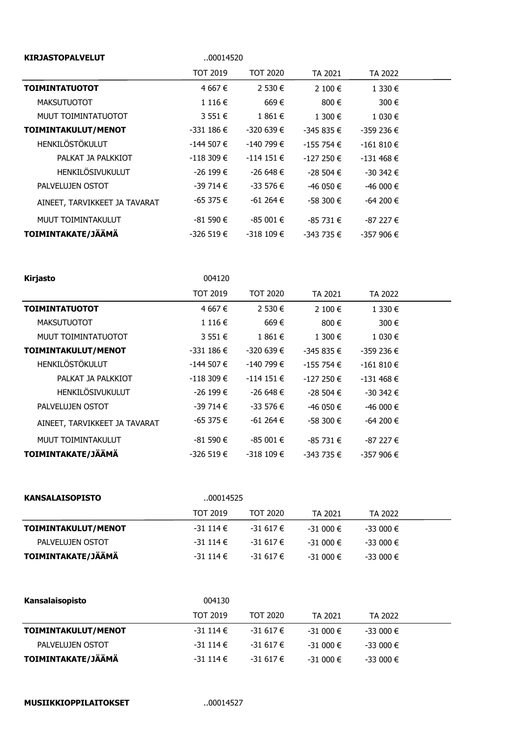**KIRJASTOPALVELUT** ..00014520

| | TOT 2019 | TOT 2020 | TA 2021 | TA 2022 |
|---|---|---|---|---|
| **TOIMINTATUOTOT** | 4 667 € | 2 530 € | 2 100 € | 1 330 € |
| MAKSUTUOTOT | 1 116 € | 669 € | 800 € | 300 € |
| MUUT TOIMINTATUOTOT | 3 551 € | 1 861 € | 1 300 € | 1 030 € |
| **TOIMINTAKULUT/MENOT** | -331 186 € | -320 639 € | -345 835 € | -359 236 € |
| HENKILÖSTÖKULUT | -144 507 € | -140 799 € | -155 754 € | -161 810 € |
| PALKAT JA PALKKIOT | -118 309 € | -114 151 € | -127 250 € | -131 468 € |
| HENKILÖSIVUKULUT | -26 199 € | -26 648 € | -28 504 € | -30 342 € |
| PALVELUJEN OSTOT | -39 714 € | -33 576 € | -46 050 € | -46 000 € |
| AINEET, TARVIKKEET JA TAVARAT | -65 375 € | -61 264 € | -58 300 € | -64 200 € |
| MUUT TOIMINTAKULUT | -81 590 € | -85 001 € | -85 731 € | -87 227 € |
| **TOIMINTAKATE/JÄÄMÄ** | -326 519 € | -318 109 € | -343 735 € | -357 906 € |

**Kirjasto** 004120

| | TOT 2019 | TOT 2020 | TA 2021 | TA 2022 |
|---|---|---|---|---|
| **TOIMINTATUOTOT** | 4 667 € | 2 530 € | 2 100 € | 1 330 € |
| MAKSUTUOTOT | 1 116 € | 669 € | 800 € | 300 € |
| MUUT TOIMINTATUOTOT | 3 551 € | 1 861 € | 1 300 € | 1 030 € |
| **TOIMINTAKULUT/MENOT** | -331 186 € | -320 639 € | -345 835 € | -359 236 € |
| HENKILÖSTÖKULUT | -144 507 € | -140 799 € | -155 754 € | -161 810 € |
| PALKAT JA PALKKIOT | -118 309 € | -114 151 € | -127 250 € | -131 468 € |
| HENKILÖSIVUKULUT | -26 199 € | -26 648 € | -28 504 € | -30 342 € |
| PALVELUJEN OSTOT | -39 714 € | -33 576 € | -46 050 € | -46 000 € |
| AINEET, TARVIKKEET JA TAVARAT | -65 375 € | -61 264 € | -58 300 € | -64 200 € |
| MUUT TOIMINTAKULUT | -81 590 € | -85 001 € | -85 731 € | -87 227 € |
| **TOIMINTAKATE/JÄÄMÄ** | -326 519 € | -318 109 € | -343 735 € | -357 906 € |

**KANSALAISOPISTO** ..00014525

| | TOT 2019 | TOT 2020 | TA 2021 | TA 2022 |
|---|---|---|---|---|
| **TOIMINTAKULUT/MENOT** | -31 114 € | -31 617 € | -31 000 € | -33 000 € |
| PALVELUJEN OSTOT | -31 114 € | -31 617 € | -31 000 € | -33 000 € |
| **TOIMINTAKATE/JÄÄMÄ** | -31 114 € | -31 617 € | -31 000 € | -33 000 € |

**Kansalaisopisto** 004130

| | TOT 2019 | TOT 2020 | TA 2021 | TA 2022 |
|---|---|---|---|---|
| **TOIMINTAKULUT/MENOT** | -31 114 € | -31 617 € | -31 000 € | -33 000 € |
| PALVELUJEN OSTOT | -31 114 € | -31 617 € | -31 000 € | -33 000 € |
| **TOIMINTAKATE/JÄÄMÄ** | -31 114 € | -31 617 € | -31 000 € | -33 000 € |

**MUSIIKKIOPPILAITOKSET** ..00014527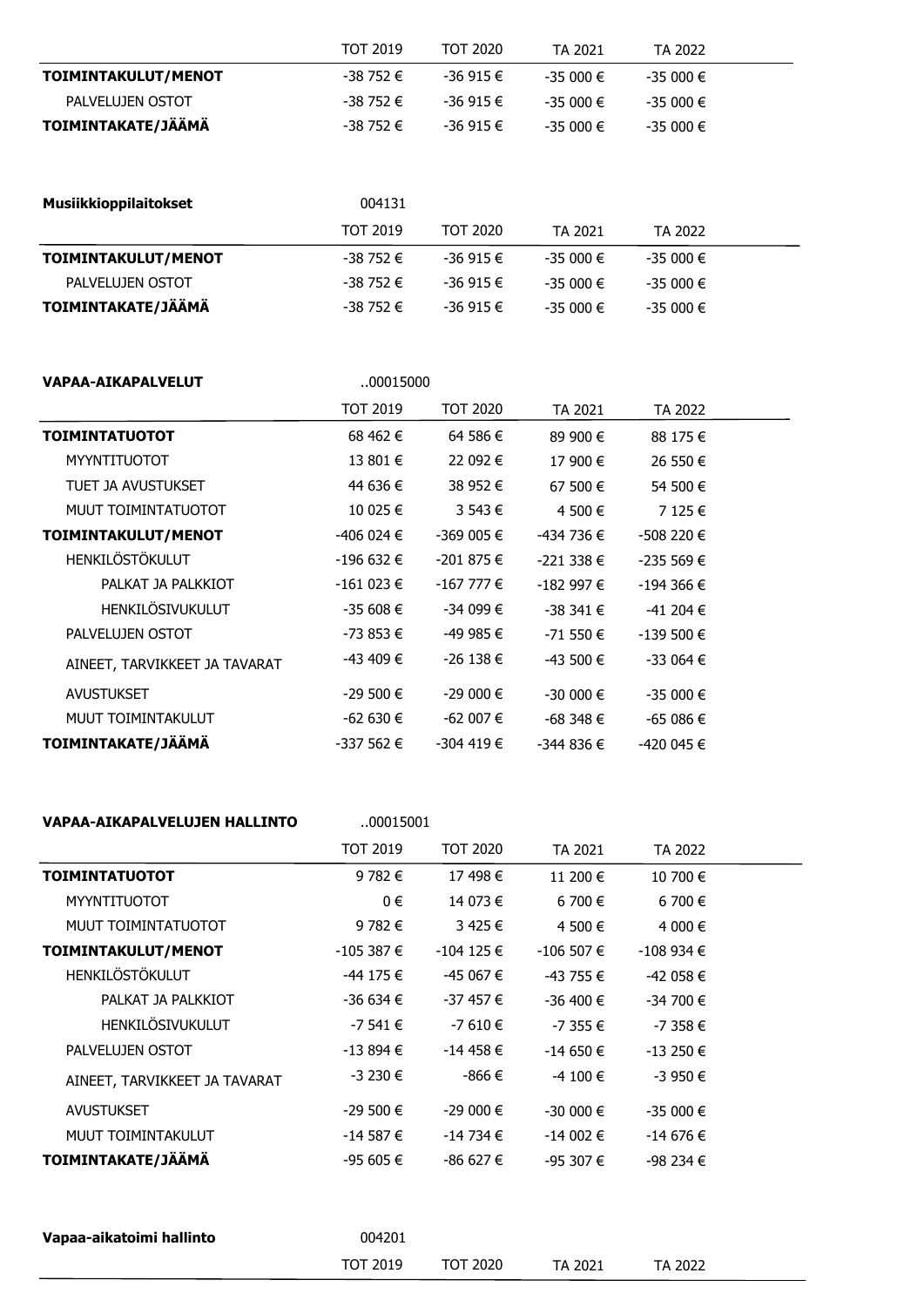| | TOT 2019 | TOT 2020 | TA 2021 | TA 2022 |
|---|---|---|---|---|
| **TOIMINTAKULUT/MENOT** | -38 752 € | -36 915 € | -35 000 € | -35 000 € |
| PALVELUJEN OSTOT | -38 752 € | -36 915 € | -35 000 € | -35 000 € |
| **TOIMINTAKATE/JÄÄMÄ** | -38 752 € | -36 915 € | -35 000 € | -35 000 € |

**Musiikkioppilaitokset** 004131

| | TOT 2019 | TOT 2020 | TA 2021 | TA 2022 |
|---|---|---|---|---|
| **TOIMINTAKULUT/MENOT** | -38 752 € | -36 915 € | -35 000 € | -35 000 € |
| PALVELUJEN OSTOT | -38 752 € | -36 915 € | -35 000 € | -35 000 € |
| **TOIMINTAKATE/JÄÄMÄ** | -38 752 € | -36 915 € | -35 000 € | -35 000 € |

**VAPAA-AIKAPALVELUT** ..00015000

| | TOT 2019 | TOT 2020 | TA 2021 | TA 2022 |
|---|---|---|---|---|
| **TOIMINTATUOTOT** | 68 462 € | 64 586 € | 89 900 € | 88 175 € |
| MYYNTITUOTOT | 13 801 € | 22 092 € | 17 900 € | 26 550 € |
| TUET JA AVUSTUKSET | 44 636 € | 38 952 € | 67 500 € | 54 500 € |
| MUUT TOIMINTATUOTOT | 10 025 € | 3 543 € | 4 500 € | 7 125 € |
| **TOIMINTAKULUT/MENOT** | -406 024 € | -369 005 € | -434 736 € | -508 220 € |
| HENKILÖSTÖKULUT | -196 632 € | -201 875 € | -221 338 € | -235 569 € |
| PALKAT JA PALKKIOT | -161 023 € | -167 777 € | -182 997 € | -194 366 € |
| HENKILÖSIVUKULUT | -35 608 € | -34 099 € | -38 341 € | -41 204 € |
| PALVELUJEN OSTOT | -73 853 € | -49 985 € | -71 550 € | -139 500 € |
| AINEET, TARVIKKEET JA TAVARAT | -43 409 € | -26 138 € | -43 500 € | -33 064 € |
| AVUSTUKSET | -29 500 € | -29 000 € | -30 000 € | -35 000 € |
| MUUT TOIMINTAKULUT | -62 630 € | -62 007 € | -68 348 € | -65 086 € |
| **TOIMINTAKATE/JÄÄMÄ** | -337 562 € | -304 419 € | -344 836 € | -420 045 € |

**VAPAA-AIKAPALVELUJEN HALLINTO** ..00015001

| | TOT 2019 | TOT 2020 | TA 2021 | TA 2022 |
|---|---|---|---|---|
| **TOIMINTATUOTOT** | 9 782 € | 17 498 € | 11 200 € | 10 700 € |
| MYYNTITUOTOT | 0 € | 14 073 € | 6 700 € | 6 700 € |
| MUUT TOIMINTATUOTOT | 9 782 € | 3 425 € | 4 500 € | 4 000 € |
| **TOIMINTAKULUT/MENOT** | -105 387 € | -104 125 € | -106 507 € | -108 934 € |
| HENKILÖSTÖKULUT | -44 175 € | -45 067 € | -43 755 € | -42 058 € |
| PALKAT JA PALKKIOT | -36 634 € | -37 457 € | -36 400 € | -34 700 € |
| HENKILÖSIVUKULUT | -7 541 € | -7 610 € | -7 355 € | -7 358 € |
| PALVELUJEN OSTOT | -13 894 € | -14 458 € | -14 650 € | -13 250 € |
| AINEET, TARVIKKEET JA TAVARAT | -3 230 € | -866 € | -4 100 € | -3 950 € |
| AVUSTUKSET | -29 500 € | -29 000 € | -30 000 € | -35 000 € |
| MUUT TOIMINTAKULUT | -14 587 € | -14 734 € | -14 002 € | -14 676 € |
| **TOIMINTAKATE/JÄÄMÄ** | -95 605 € | -86 627 € | -95 307 € | -98 234 € |

**Vapaa-aikatoimi hallinto** 004201

| | TOT 2019 | TOT 2020 | TA 2021 | TA 2022 |
|---|---|---|---|---|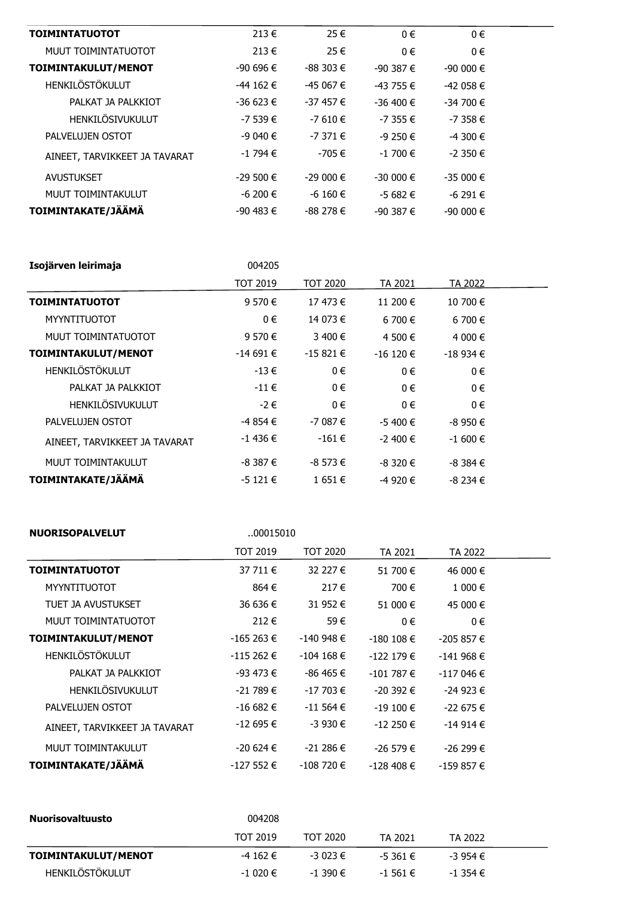| | | | | |
|---|---|---|---|---|
| **TOIMINTATUOTOT** | 213 € | 25 € | 0 € | 0 € |
| MUUT TOIMINTATUOTOT | 213 € | 25 € | 0 € | 0 € |
| **TOIMINTAKULUT/MENOT** | -90 696 € | -88 303 € | -90 387 € | -90 000 € |
| HENKILÖSTÖKULUT | -44 162 € | -45 067 € | -43 755 € | -42 058 € |
| PALKAT JA PALKKIOT | -36 623 € | -37 457 € | -36 400 € | -34 700 € |
| HENKILÖSIVUKULUT | -7 539 € | -7 610 € | -7 355 € | -7 358 € |
| PALVELUJEN OSTOT | -9 040 € | -7 371 € | -9 250 € | -4 300 € |
| AINEET, TARVIKKEET JA TAVARAT | -1 794 € | -705 € | -1 700 € | -2 350 € |
| AVUSTUKSET | -29 500 € | -29 000 € | -30 000 € | -35 000 € |
| MUUT TOIMINTAKULUT | -6 200 € | -6 160 € | -5 682 € | -6 291 € |
| **TOIMINTAKATE/JÄÄMÄ** | -90 483 € | -88 278 € | -90 387 € | -90 000 € |

**Isojärven leirimaja** 004205

| | TOT 2019 | TOT 2020 | TA 2021 | TA 2022 |
|---|---|---|---|---|
| **TOIMINTATUOTOT** | 9 570 € | 17 473 € | 11 200 € | 10 700 € |
| MYYNTITUOTOT | 0 € | 14 073 € | 6 700 € | 6 700 € |
| MUUT TOIMINTATUOTOT | 9 570 € | 3 400 € | 4 500 € | 4 000 € |
| **TOIMINTAKULUT/MENOT** | -14 691 € | -15 821 € | -16 120 € | -18 934 € |
| HENKILÖSTÖKULUT | -13 € | 0 € | 0 € | 0 € |
| PALKAT JA PALKKIOT | -11 € | 0 € | 0 € | 0 € |
| HENKILÖSIVUKULUT | -2 € | 0 € | 0 € | 0 € |
| PALVELUJEN OSTOT | -4 854 € | -7 087 € | -5 400 € | -8 950 € |
| AINEET, TARVIKKEET JA TAVARAT | -1 436 € | -161 € | -2 400 € | -1 600 € |
| MUUT TOIMINTAKULUT | -8 387 € | -8 573 € | -8 320 € | -8 384 € |
| **TOIMINTAKATE/JÄÄMÄ** | -5 121 € | 1 651 € | -4 920 € | -8 234 € |

**NUORISOPALVELUT** ..00015010

| | TOT 2019 | TOT 2020 | TA 2021 | TA 2022 |
|---|---|---|---|---|
| **TOIMINTATUOTOT** | 37 711 € | 32 227 € | 51 700 € | 46 000 € |
| MYYNTITUOTOT | 864 € | 217 € | 700 € | 1 000 € |
| TUET JA AVUSTUKSET | 36 636 € | 31 952 € | 51 000 € | 45 000 € |
| MUUT TOIMINTATUOTOT | 212 € | 59 € | 0 € | 0 € |
| **TOIMINTAKULUT/MENOT** | -165 263 € | -140 948 € | -180 108 € | -205 857 € |
| HENKILÖSTÖKULUT | -115 262 € | -104 168 € | -122 179 € | -141 968 € |
| PALKAT JA PALKKIOT | -93 473 € | -86 465 € | -101 787 € | -117 046 € |
| HENKILÖSIVUKULUT | -21 789 € | -17 703 € | -20 392 € | -24 923 € |
| PALVELUJEN OSTOT | -16 682 € | -11 564 € | -19 100 € | -22 675 € |
| AINEET, TARVIKKEET JA TAVARAT | -12 695 € | -3 930 € | -12 250 € | -14 914 € |
| MUUT TOIMINTAKULUT | -20 624 € | -21 286 € | -26 579 € | -26 299 € |
| **TOIMINTAKATE/JÄÄMÄ** | -127 552 € | -108 720 € | -128 408 € | -159 857 € |

**Nuorisovaltuusto** 004208

| | TOT 2019 | TOT 2020 | TA 2021 | TA 2022 |
|---|---|---|---|---|
| **TOIMINTAKULUT/MENOT** | -4 162 € | -3 023 € | -5 361 € | -3 954 € |
| HENKILÖSTÖKULUT | -1 020 € | -1 390 € | -1 561 € | -1 354 € |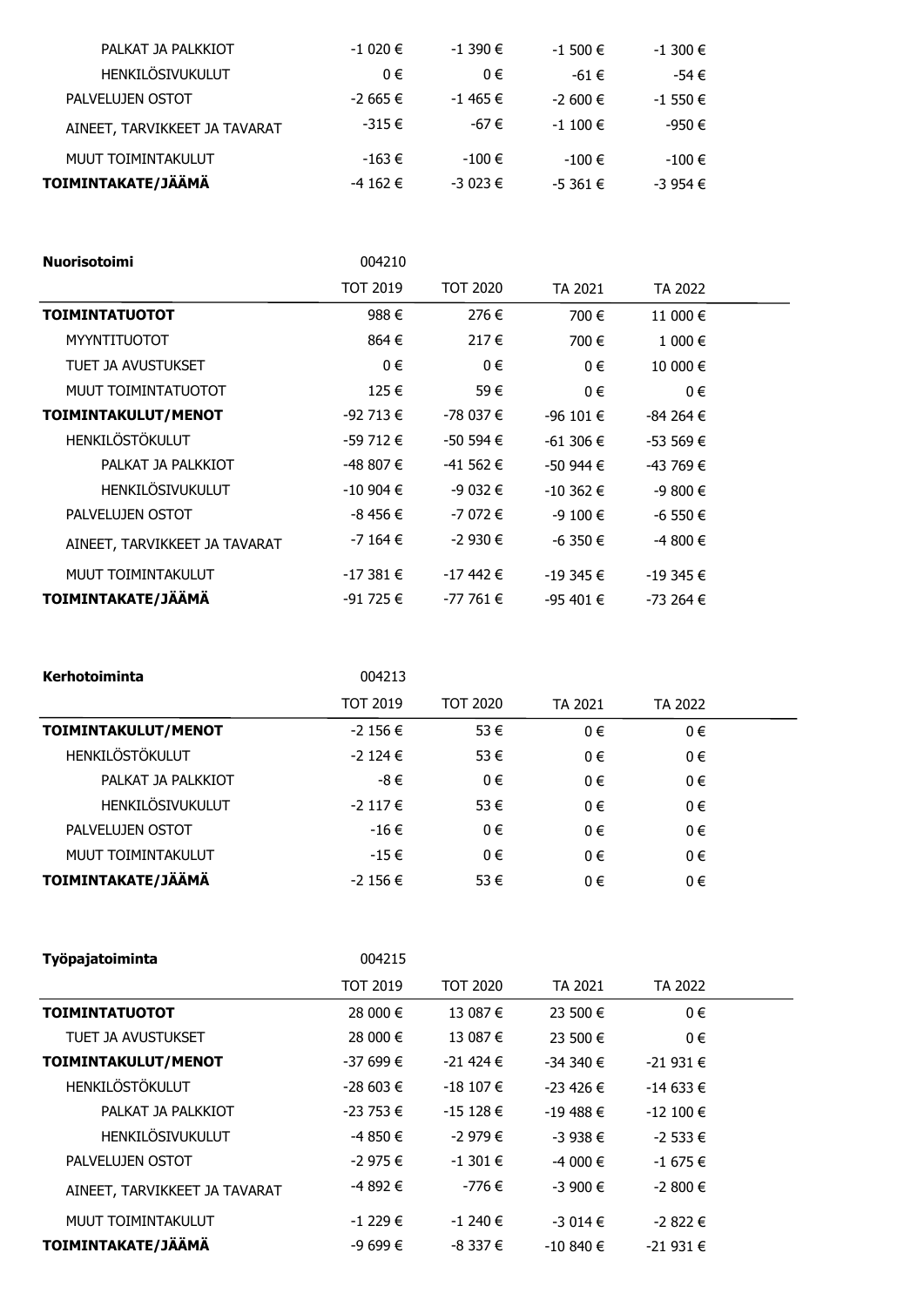| | | | | |
|---|---|---|---|---|
| PALKAT JA PALKKIOT | -1 020 € | -1 390 € | -1 500 € | -1 300 € |
| HENKILÖSIVUKULUT | 0 € | 0 € | -61 € | -54 € |
| PALVELUJEN OSTOT | -2 665 € | -1 465 € | -2 600 € | -1 550 € |
| AINEET, TARVIKKEET JA TAVARAT | -315 € | -67 € | -1 100 € | -950 € |
| MUUT TOIMINTAKULUT | -163 € | -100 € | -100 € | -100 € |
| **TOIMINTAKATE/JÄÄMÄ** | -4 162 € | -3 023 € | -5 361 € | -3 954 € |

**Nuorisotoimi** 004210

| | TOT 2019 | TOT 2020 | TA 2021 | TA 2022 |
|---|---|---|---|---|
| **TOIMINTATUOTOT** | 988 € | 276 € | 700 € | 11 000 € |
| MYYNTITUOTOT | 864 € | 217 € | 700 € | 1 000 € |
| TUET JA AVUSTUKSET | 0 € | 0 € | 0 € | 10 000 € |
| MUUT TOIMINTATUOTOT | 125 € | 59 € | 0 € | 0 € |
| **TOIMINTAKULUT/MENOT** | -92 713 € | -78 037 € | -96 101 € | -84 264 € |
| HENKILÖSTÖKULUT | -59 712 € | -50 594 € | -61 306 € | -53 569 € |
| PALKAT JA PALKKIOT | -48 807 € | -41 562 € | -50 944 € | -43 769 € |
| HENKILÖSIVUKULUT | -10 904 € | -9 032 € | -10 362 € | -9 800 € |
| PALVELUJEN OSTOT | -8 456 € | -7 072 € | -9 100 € | -6 550 € |
| AINEET, TARVIKKEET JA TAVARAT | -7 164 € | -2 930 € | -6 350 € | -4 800 € |
| MUUT TOIMINTAKULUT | -17 381 € | -17 442 € | -19 345 € | -19 345 € |
| **TOIMINTAKATE/JÄÄMÄ** | -91 725 € | -77 761 € | -95 401 € | -73 264 € |

**Kerhotoiminta** 004213

| | TOT 2019 | TOT 2020 | TA 2021 | TA 2022 |
|---|---|---|---|---|
| **TOIMINTAKULUT/MENOT** | -2 156 € | 53 € | 0 € | 0 € |
| HENKILÖSTÖKULUT | -2 124 € | 53 € | 0 € | 0 € |
| PALKAT JA PALKKIOT | -8 € | 0 € | 0 € | 0 € |
| HENKILÖSIVUKULUT | -2 117 € | 53 € | 0 € | 0 € |
| PALVELUJEN OSTOT | -16 € | 0 € | 0 € | 0 € |
| MUUT TOIMINTAKULUT | -15 € | 0 € | 0 € | 0 € |
| **TOIMINTAKATE/JÄÄMÄ** | -2 156 € | 53 € | 0 € | 0 € |

**Työpajatoiminta** 004215

| | TOT 2019 | TOT 2020 | TA 2021 | TA 2022 |
|---|---|---|---|---|
| **TOIMINTATUOTOT** | 28 000 € | 13 087 € | 23 500 € | 0 € |
| TUET JA AVUSTUKSET | 28 000 € | 13 087 € | 23 500 € | 0 € |
| **TOIMINTAKULUT/MENOT** | -37 699 € | -21 424 € | -34 340 € | -21 931 € |
| HENKILÖSTÖKULUT | -28 603 € | -18 107 € | -23 426 € | -14 633 € |
| PALKAT JA PALKKIOT | -23 753 € | -15 128 € | -19 488 € | -12 100 € |
| HENKILÖSIVUKULUT | -4 850 € | -2 979 € | -3 938 € | -2 533 € |
| PALVELUJEN OSTOT | -2 975 € | -1 301 € | -4 000 € | -1 675 € |
| AINEET, TARVIKKEET JA TAVARAT | -4 892 € | -776 € | -3 900 € | -2 800 € |
| MUUT TOIMINTAKULUT | -1 229 € | -1 240 € | -3 014 € | -2 822 € |
| **TOIMINTAKATE/JÄÄMÄ** | -9 699 € | -8 337 € | -10 840 € | -21 931 € |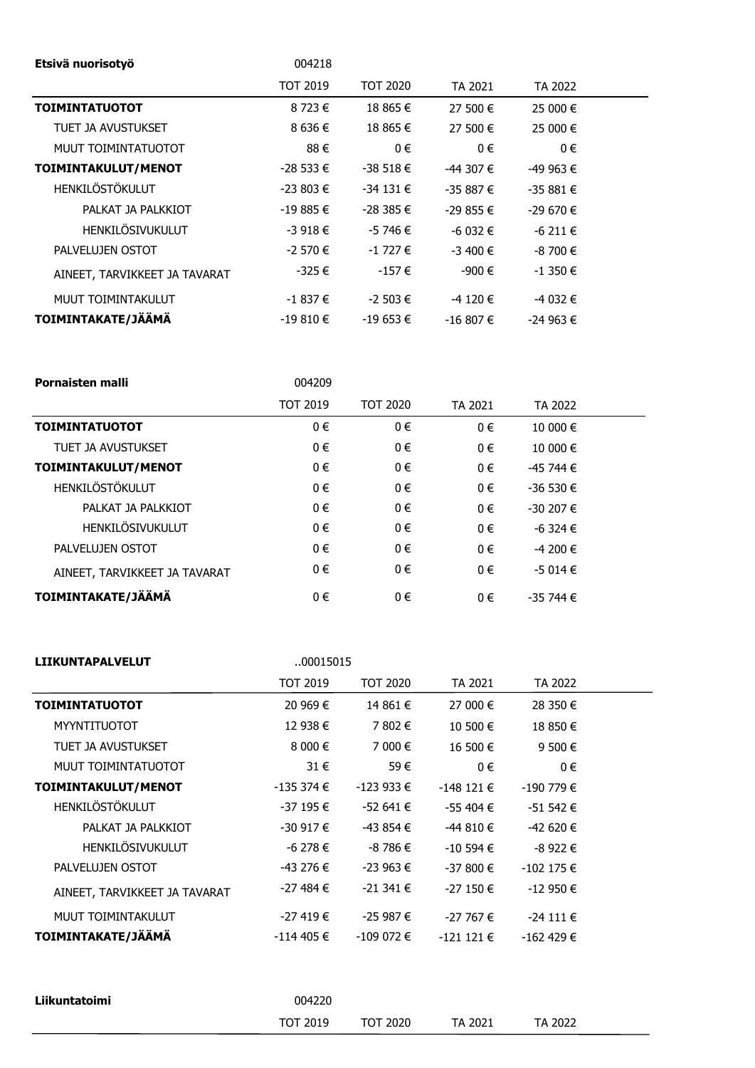**Etsivä nuorisotyö** 004218

| | TOT 2019 | TOT 2020 | TA 2021 | TA 2022 |
|---|---|---|---|---|
| **TOIMINTATUOTOT** | 8 723 € | 18 865 € | 27 500 € | 25 000 € |
| TUET JA AVUSTUKSET | 8 636 € | 18 865 € | 27 500 € | 25 000 € |
| MUUT TOIMINTATUOTOT | 88 € | 0 € | 0 € | 0 € |
| **TOIMINTAKULUT/MENOT** | -28 533 € | -38 518 € | -44 307 € | -49 963 € |
| HENKILÖSTÖKULUT | -23 803 € | -34 131 € | -35 887 € | -35 881 € |
| PALKAT JA PALKKIOT | -19 885 € | -28 385 € | -29 855 € | -29 670 € |
| HENKILÖSIVUKULUT | -3 918 € | -5 746 € | -6 032 € | -6 211 € |
| PALVELUJEN OSTOT | -2 570 € | -1 727 € | -3 400 € | -8 700 € |
| AINEET, TARVIKKEET JA TAVARAT | -325 € | -157 € | -900 € | -1 350 € |
| MUUT TOIMINTAKULUT | -1 837 € | -2 503 € | -4 120 € | -4 032 € |
| **TOIMINTAKATE/JÄÄMÄ** | -19 810 € | -19 653 € | -16 807 € | -24 963 € |

**Pornaisten malli** 004209

| | TOT 2019 | TOT 2020 | TA 2021 | TA 2022 |
|---|---|---|---|---|
| **TOIMINTATUOTOT** | 0 € | 0 € | 0 € | 10 000 € |
| TUET JA AVUSTUKSET | 0 € | 0 € | 0 € | 10 000 € |
| **TOIMINTAKULUT/MENOT** | 0 € | 0 € | 0 € | -45 744 € |
| HENKILÖSTÖKULUT | 0 € | 0 € | 0 € | -36 530 € |
| PALKAT JA PALKKIOT | 0 € | 0 € | 0 € | -30 207 € |
| HENKILÖSIVUKULUT | 0 € | 0 € | 0 € | -6 324 € |
| PALVELUJEN OSTOT | 0 € | 0 € | 0 € | -4 200 € |
| AINEET, TARVIKKEET JA TAVARAT | 0 € | 0 € | 0 € | -5 014 € |
| **TOIMINTAKATE/JÄÄMÄ** | 0 € | 0 € | 0 € | -35 744 € |

**LIIKUNTAPALVELUT** ..00015015

| | TOT 2019 | TOT 2020 | TA 2021 | TA 2022 |
|---|---|---|---|---|
| **TOIMINTATUOTOT** | 20 969 € | 14 861 € | 27 000 € | 28 350 € |
| MYYNTITUOTOT | 12 938 € | 7 802 € | 10 500 € | 18 850 € |
| TUET JA AVUSTUKSET | 8 000 € | 7 000 € | 16 500 € | 9 500 € |
| MUUT TOIMINTATUOTOT | 31 € | 59 € | 0 € | 0 € |
| **TOIMINTAKULUT/MENOT** | -135 374 € | -123 933 € | -148 121 € | -190 779 € |
| HENKILÖSTÖKULUT | -37 195 € | -52 641 € | -55 404 € | -51 542 € |
| PALKAT JA PALKKIOT | -30 917 € | -43 854 € | -44 810 € | -42 620 € |
| HENKILÖSIVUKULUT | -6 278 € | -8 786 € | -10 594 € | -8 922 € |
| PALVELUJEN OSTOT | -43 276 € | -23 963 € | -37 800 € | -102 175 € |
| AINEET, TARVIKKEET JA TAVARAT | -27 484 € | -21 341 € | -27 150 € | -12 950 € |
| MUUT TOIMINTAKULUT | -27 419 € | -25 987 € | -27 767 € | -24 111 € |
| **TOIMINTAKATE/JÄÄMÄ** | -114 405 € | -109 072 € | -121 121 € | -162 429 € |

**Liikuntatoimi** 004220

| | TOT 2019 | TOT 2020 | TA 2021 | TA 2022 |
|---|---|---|---|---|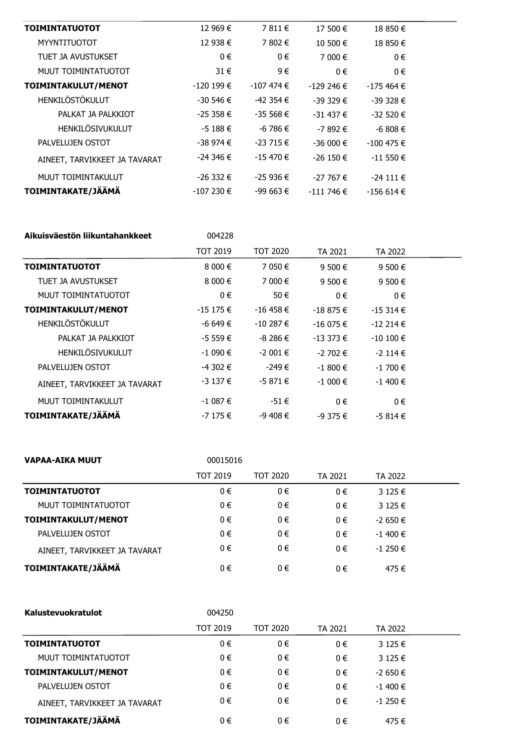| | | | | |
|---|---|---|---|---|
| **TOIMINTATUOTOT** | 12 969 € | 7 811 € | 17 500 € | 18 850 € |
| MYYNTITUOTOT | 12 938 € | 7 802 € | 10 500 € | 18 850 € |
| TUET JA AVUSTUKSET | 0 € | 0 € | 7 000 € | 0 € |
| MUUT TOIMINTATUOTOT | 31 € | 9 € | 0 € | 0 € |
| **TOIMINTAKULUT/MENOT** | -120 199 € | -107 474 € | -129 246 € | -175 464 € |
| HENKILÖSTÖKULUT | -30 546 € | -42 354 € | -39 329 € | -39 328 € |
| PALKAT JA PALKKIOT | -25 358 € | -35 568 € | -31 437 € | -32 520 € |
| HENKILÖSIVUKULUT | -5 188 € | -6 786 € | -7 892 € | -6 808 € |
| PALVELUJEN OSTOT | -38 974 € | -23 715 € | -36 000 € | -100 475 € |
| AINEET, TARVIKKEET JA TAVARAT | -24 346 € | -15 470 € | -26 150 € | -11 550 € |
| MUUT TOIMINTAKULUT | -26 332 € | -25 936 € | -27 767 € | -24 111 € |
| **TOIMINTAKATE/JÄÄMÄ** | -107 230 € | -99 663 € | -111 746 € | -156 614 € |

**Aikuisväestön liikuntahankkeet** 004228

| | TOT 2019 | TOT 2020 | TA 2021 | TA 2022 |
|---|---|---|---|---|
| **TOIMINTATUOTOT** | 8 000 € | 7 050 € | 9 500 € | 9 500 € |
| TUET JA AVUSTUKSET | 8 000 € | 7 000 € | 9 500 € | 9 500 € |
| MUUT TOIMINTATUOTOT | 0 € | 50 € | 0 € | 0 € |
| **TOIMINTAKULUT/MENOT** | -15 175 € | -16 458 € | -18 875 € | -15 314 € |
| HENKILÖSTÖKULUT | -6 649 € | -10 287 € | -16 075 € | -12 214 € |
| PALKAT JA PALKKIOT | -5 559 € | -8 286 € | -13 373 € | -10 100 € |
| HENKILÖSIVUKULUT | -1 090 € | -2 001 € | -2 702 € | -2 114 € |
| PALVELUJEN OSTOT | -4 302 € | -249 € | -1 800 € | -1 700 € |
| AINEET, TARVIKKEET JA TAVARAT | -3 137 € | -5 871 € | -1 000 € | -1 400 € |
| MUUT TOIMINTAKULUT | -1 087 € | -51 € | 0 € | 0 € |
| **TOIMINTAKATE/JÄÄMÄ** | -7 175 € | -9 408 € | -9 375 € | -5 814 € |

**VAPAA-AIKA MUUT** 00015016

| | TOT 2019 | TOT 2020 | TA 2021 | TA 2022 |
|---|---|---|---|---|
| **TOIMINTATUOTOT** | 0 € | 0 € | 0 € | 3 125 € |
| MUUT TOIMINTATUOTOT | 0 € | 0 € | 0 € | 3 125 € |
| **TOIMINTAKULUT/MENOT** | 0 € | 0 € | 0 € | -2 650 € |
| PALVELUJEN OSTOT | 0 € | 0 € | 0 € | -1 400 € |
| AINEET, TARVIKKEET JA TAVARAT | 0 € | 0 € | 0 € | -1 250 € |
| **TOIMINTAKATE/JÄÄMÄ** | 0 € | 0 € | 0 € | 475 € |

**Kalustevuokratulot** 004250

| | TOT 2019 | TOT 2020 | TA 2021 | TA 2022 |
|---|---|---|---|---|
| **TOIMINTATUOTOT** | 0 € | 0 € | 0 € | 3 125 € |
| MUUT TOIMINTATUOTOT | 0 € | 0 € | 0 € | 3 125 € |
| **TOIMINTAKULUT/MENOT** | 0 € | 0 € | 0 € | -2 650 € |
| PALVELUJEN OSTOT | 0 € | 0 € | 0 € | -1 400 € |
| AINEET, TARVIKKEET JA TAVARAT | 0 € | 0 € | 0 € | -1 250 € |
| **TOIMINTAKATE/JÄÄMÄ** | 0 € | 0 € | 0 € | 475 € |